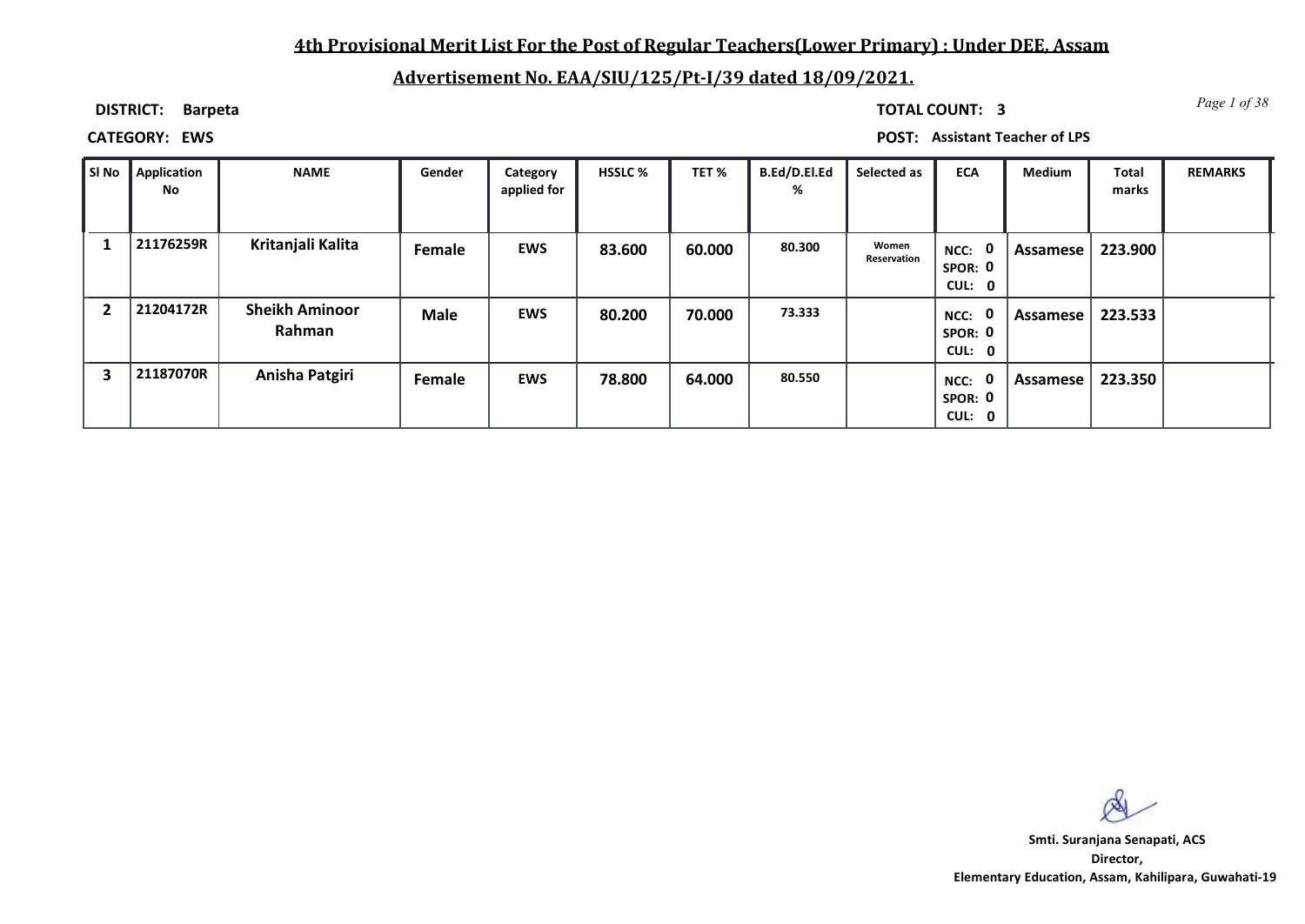# 4th Provisional Merit List For the Post of Regular Teachers(Lower Primary) : Under DEE, Assam

## Advertisement No. EAA/SIU/125/Pt-I/39 dated 18/09/2021.

**DISTRICT:** Barpeta **TOTAL COUNT:** 3

**CATEGORY:** EWS **POST:** Assistant Teacher of LPS

| Sl No | Application No | NAME | Gender | Category applied for | HSSLC % | TET % | B.Ed/D.El.Ed % | Selected as | ECA | Medium | Total marks | REMARKS |
|---|---|---|---|---|---|---|---|---|---|---|---|---|
| 1 | 21176259R | Kritanjali Kalita | Female | EWS | 83.600 | 60.000 | 80.300 | Women Reservation | NCC: 0 SPOR: 0 CUL: 0 | Assamese | 223.900 | |
| 2 | 21204172R | Sheikh Aminoor Rahman | Male | EWS | 80.200 | 70.000 | 73.333 | | NCC: 0 SPOR: 0 CUL: 0 | Assamese | 223.533 | |
| 3 | 21187070R | Anisha Patgiri | Female | EWS | 78.800 | 64.000 | 80.550 | | NCC: 0 SPOR: 0 CUL: 0 | Assamese | 223.350 | |

**Smti. Suranjana Senapati, ACS**
**Director,**
**Elementary Education, Assam, Kahilipara, Guwahati-19**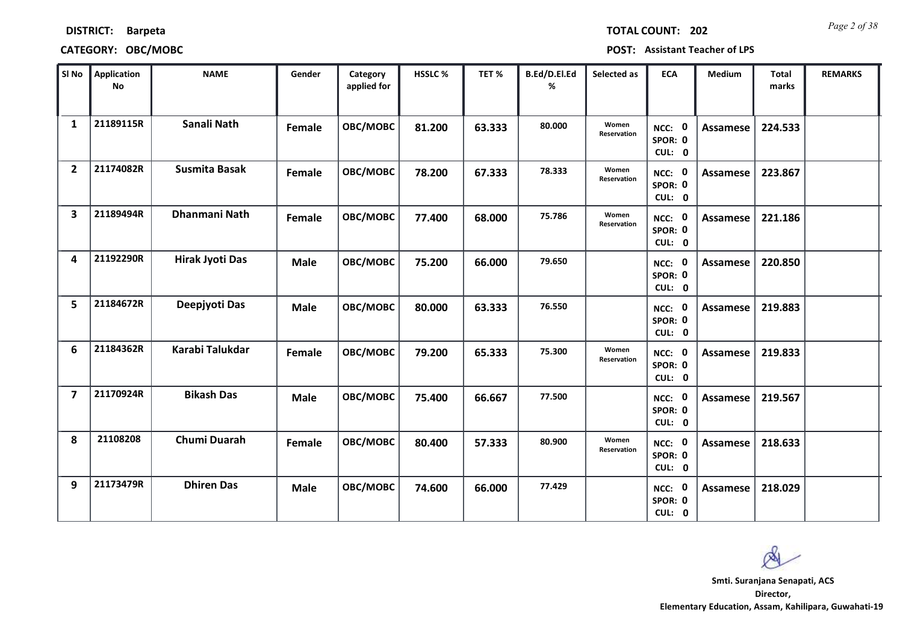**DISTRICT:** Barpeta **TOTAL COUNT:** 202

**CATEGORY:** OBC/MOBC **POST:** Assistant Teacher of LPS

| Sl No | Application No | NAME | Gender | Category applied for | HSSLC % | TET % | B.Ed/D.El.Ed % | Selected as | ECA | Medium | Total marks | REMARKS |
|---|---|---|---|---|---|---|---|---|---|---|---|---|
| 1 | 21189115R | Sanali Nath | Female | OBC/MOBC | 81.200 | 63.333 | 80.000 | Women Reservation | NCC: 0 SPOR: 0 CUL: 0 | Assamese | 224.533 | |
| 2 | 21174082R | Susmita Basak | Female | OBC/MOBC | 78.200 | 67.333 | 78.333 | Women Reservation | NCC: 0 SPOR: 0 CUL: 0 | Assamese | 223.867 | |
| 3 | 21189494R | Dhanmani Nath | Female | OBC/MOBC | 77.400 | 68.000 | 75.786 | Women Reservation | NCC: 0 SPOR: 0 CUL: 0 | Assamese | 221.186 | |
| 4 | 21192290R | Hirak Jyoti Das | Male | OBC/MOBC | 75.200 | 66.000 | 79.650 | | NCC: 0 SPOR: 0 CUL: 0 | Assamese | 220.850 | |
| 5 | 21184672R | Deepjyoti Das | Male | OBC/MOBC | 80.000 | 63.333 | 76.550 | | NCC: 0 SPOR: 0 CUL: 0 | Assamese | 219.883 | |
| 6 | 21184362R | Karabi Talukdar | Female | OBC/MOBC | 79.200 | 65.333 | 75.300 | Women Reservation | NCC: 0 SPOR: 0 CUL: 0 | Assamese | 219.833 | |
| 7 | 21170924R | Bikash Das | Male | OBC/MOBC | 75.400 | 66.667 | 77.500 | | NCC: 0 SPOR: 0 CUL: 0 | Assamese | 219.567 | |
| 8 | 21108208 | Chumi Duarah | Female | OBC/MOBC | 80.400 | 57.333 | 80.900 | Women Reservation | NCC: 0 SPOR: 0 CUL: 0 | Assamese | 218.633 | |
| 9 | 21173479R | Dhiren Das | Male | OBC/MOBC | 74.600 | 66.000 | 77.429 | | NCC: 0 SPOR: 0 CUL: 0 | Assamese | 218.029 | |

**Smti. Suranjana Senapati, ACS**
**Director,**
**Elementary Education, Assam, Kahilipara, Guwahati-19**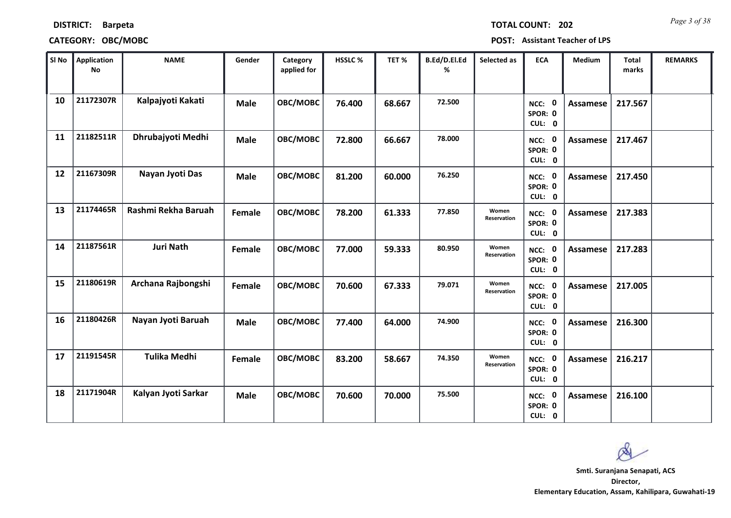**DISTRICT:** Barpeta

**TOTAL COUNT:** 202

**CATEGORY:** OBC/MOBC

**POST:** Assistant Teacher of LPS

| Sl No | Application No | NAME | Gender | Category applied for | HSSLC % | TET % | B.Ed/D.El.Ed % | Selected as | ECA | Medium | Total marks | REMARKS |
|---|---|---|---|---|---|---|---|---|---|---|---|---|
| 10 | 21172307R | Kalpajyoti Kakati | Male | OBC/MOBC | 76.400 | 68.667 | 72.500 | | NCC: 0 SPOR: 0 CUL: 0 | Assamese | 217.567 | |
| 11 | 21182511R | Dhrubajyoti Medhi | Male | OBC/MOBC | 72.800 | 66.667 | 78.000 | | NCC: 0 SPOR: 0 CUL: 0 | Assamese | 217.467 | |
| 12 | 21167309R | Nayan Jyoti Das | Male | OBC/MOBC | 81.200 | 60.000 | 76.250 | | NCC: 0 SPOR: 0 CUL: 0 | Assamese | 217.450 | |
| 13 | 21174465R | Rashmi Rekha Baruah | Female | OBC/MOBC | 78.200 | 61.333 | 77.850 | Women Reservation | NCC: 0 SPOR: 0 CUL: 0 | Assamese | 217.383 | |
| 14 | 21187561R | Juri Nath | Female | OBC/MOBC | 77.000 | 59.333 | 80.950 | Women Reservation | NCC: 0 SPOR: 0 CUL: 0 | Assamese | 217.283 | |
| 15 | 21180619R | Archana Rajbongshi | Female | OBC/MOBC | 70.600 | 67.333 | 79.071 | Women Reservation | NCC: 0 SPOR: 0 CUL: 0 | Assamese | 217.005 | |
| 16 | 21180426R | Nayan Jyoti Baruah | Male | OBC/MOBC | 77.400 | 64.000 | 74.900 | | NCC: 0 SPOR: 0 CUL: 0 | Assamese | 216.300 | |
| 17 | 21191545R | Tulika Medhi | Female | OBC/MOBC | 83.200 | 58.667 | 74.350 | Women Reservation | NCC: 0 SPOR: 0 CUL: 0 | Assamese | 216.217 | |
| 18 | 21171904R | Kalyan Jyoti Sarkar | Male | OBC/MOBC | 70.600 | 70.000 | 75.500 | | NCC: 0 SPOR: 0 CUL: 0 | Assamese | 216.100 | |

**Smti. Suranjana Senapati, ACS**
**Director,**
**Elementary Education, Assam, Kahilipara, Guwahati-19**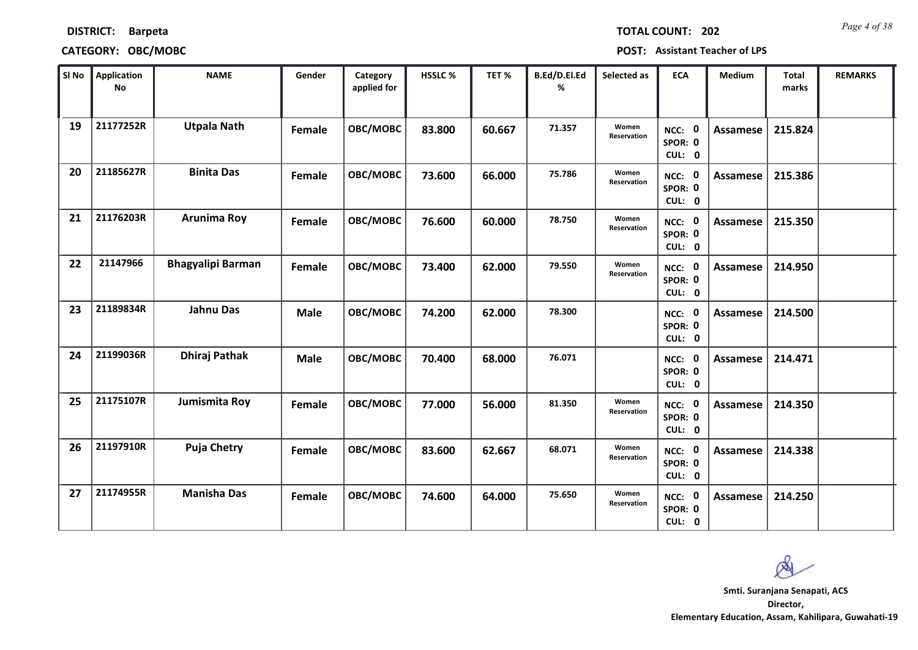**DISTRICT: Barpeta** | **TOTAL COUNT: 202**

**CATEGORY: OBC/MOBC** | **POST: Assistant Teacher of LPS**

| Sl No | Application No | NAME | Gender | Category applied for | HSSLC % | TET % | B.Ed/D.El.Ed % | Selected as | ECA | Medium | Total marks | REMARKS |
|---|---|---|---|---|---|---|---|---|---|---|---|---|
| 19 | 21177252R | **Utpala Nath** | Female | OBC/MOBC | 83.800 | 60.667 | 71.357 | Women Reservation | NCC: 0 SPOR: 0 CUL: 0 | Assamese | 215.824 | |
| 20 | 21185627R | **Binita Das** | Female | OBC/MOBC | 73.600 | 66.000 | 75.786 | Women Reservation | NCC: 0 SPOR: 0 CUL: 0 | Assamese | 215.386 | |
| 21 | 21176203R | **Arunima Roy** | Female | OBC/MOBC | 76.600 | 60.000 | 78.750 | Women Reservation | NCC: 0 SPOR: 0 CUL: 0 | Assamese | 215.350 | |
| 22 | 21147966 | **Bhagyalipi Barman** | Female | OBC/MOBC | 73.400 | 62.000 | 79.550 | Women Reservation | NCC: 0 SPOR: 0 CUL: 0 | Assamese | 214.950 | |
| 23 | 21189834R | **Jahnu Das** | Male | OBC/MOBC | 74.200 | 62.000 | 78.300 | | NCC: 0 SPOR: 0 CUL: 0 | Assamese | 214.500 | |
| 24 | 21199036R | **Dhiraj Pathak** | Male | OBC/MOBC | 70.400 | 68.000 | 76.071 | | NCC: 0 SPOR: 0 CUL: 0 | Assamese | 214.471 | |
| 25 | 21175107R | **Jumismita Roy** | Female | OBC/MOBC | 77.000 | 56.000 | 81.350 | Women Reservation | NCC: 0 SPOR: 0 CUL: 0 | Assamese | 214.350 | |
| 26 | 21197910R | **Puja Chetry** | Female | OBC/MOBC | 83.600 | 62.667 | 68.071 | Women Reservation | NCC: 0 SPOR: 0 CUL: 0 | Assamese | 214.338 | |
| 27 | 21174955R | **Manisha Das** | Female | OBC/MOBC | 74.600 | 64.000 | 75.650 | Women Reservation | NCC: 0 SPOR: 0 CUL: 0 | Assamese | 214.250 | |

**Smti. Suranjana Senapati, ACS**
**Director,**
**Elementary Education, Assam, Kahilipara, Guwahati-19**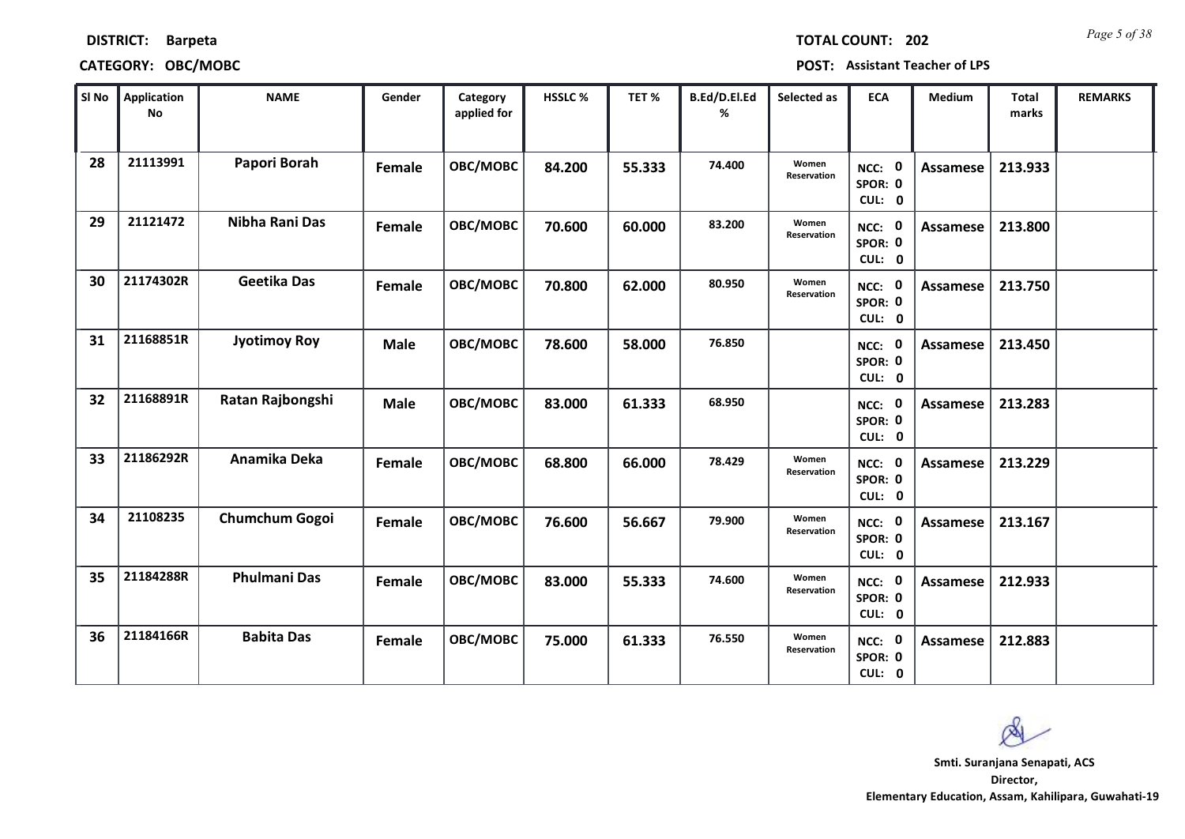**DISTRICT: Barpeta** **TOTAL COUNT: 202**

**CATEGORY: OBC/MOBC** **POST: Assistant Teacher of LPS**

| Sl No | Application No | NAME | Gender | Category applied for | HSSLC % | TET % | B.Ed/D.El.Ed % | Selected as | ECA | Medium | Total marks | REMARKS |
|---|---|---|---|---|---|---|---|---|---|---|---|---|
| 28 | 21113991 | Papori Borah | Female | OBC/MOBC | 84.200 | 55.333 | 74.400 | Women Reservation | NCC: 0 SPOR: 0 CUL: 0 | Assamese | 213.933 | |
| 29 | 21121472 | Nibha Rani Das | Female | OBC/MOBC | 70.600 | 60.000 | 83.200 | Women Reservation | NCC: 0 SPOR: 0 CUL: 0 | Assamese | 213.800 | |
| 30 | 21174302R | Geetika Das | Female | OBC/MOBC | 70.800 | 62.000 | 80.950 | Women Reservation | NCC: 0 SPOR: 0 CUL: 0 | Assamese | 213.750 | |
| 31 | 21168851R | Jyotimoy Roy | Male | OBC/MOBC | 78.600 | 58.000 | 76.850 | | NCC: 0 SPOR: 0 CUL: 0 | Assamese | 213.450 | |
| 32 | 21168891R | Ratan Rajbongshi | Male | OBC/MOBC | 83.000 | 61.333 | 68.950 | | NCC: 0 SPOR: 0 CUL: 0 | Assamese | 213.283 | |
| 33 | 21186292R | Anamika Deka | Female | OBC/MOBC | 68.800 | 66.000 | 78.429 | Women Reservation | NCC: 0 SPOR: 0 CUL: 0 | Assamese | 213.229 | |
| 34 | 21108235 | Chumchum Gogoi | Female | OBC/MOBC | 76.600 | 56.667 | 79.900 | Women Reservation | NCC: 0 SPOR: 0 CUL: 0 | Assamese | 213.167 | |
| 35 | 21184288R | Phulmani Das | Female | OBC/MOBC | 83.000 | 55.333 | 74.600 | Women Reservation | NCC: 0 SPOR: 0 CUL: 0 | Assamese | 212.933 | |
| 36 | 21184166R | Babita Das | Female | OBC/MOBC | 75.000 | 61.333 | 76.550 | Women Reservation | NCC: 0 SPOR: 0 CUL: 0 | Assamese | 212.883 | |

**Smti. Suranjana Senapati, ACS**
**Director,**
**Elementary Education, Assam, Kahilipara, Guwahati-19**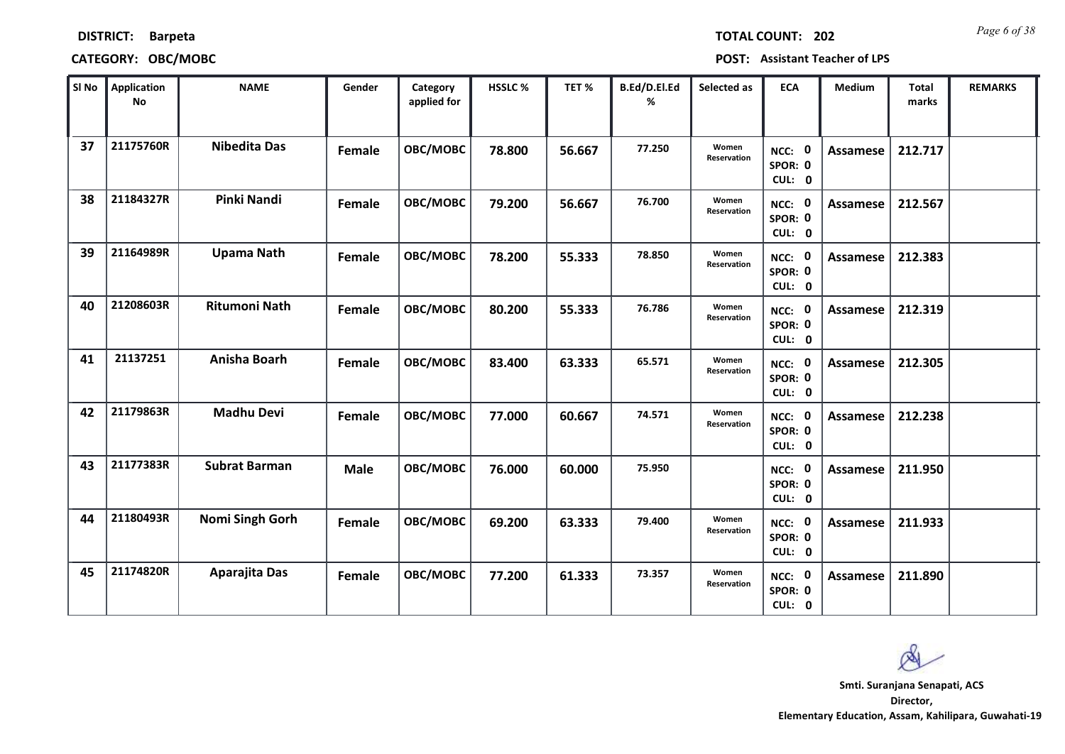**DISTRICT:** Barpeta

**TOTAL COUNT:** 202

**CATEGORY:** OBC/MOBC

**POST:** Assistant Teacher of LPS

| Sl No | Application No | NAME | Gender | Category applied for | HSSLC % | TET % | B.Ed/D.El.Ed % | Selected as | ECA | Medium | Total marks | REMARKS |
|---|---|---|---|---|---|---|---|---|---|---|---|---|
| 37 | 21175760R | Nibedita Das | Female | OBC/MOBC | 78.800 | 56.667 | 77.250 | Women Reservation | NCC: 0 SPOR: 0 CUL: 0 | Assamese | 212.717 | |
| 38 | 21184327R | Pinki Nandi | Female | OBC/MOBC | 79.200 | 56.667 | 76.700 | Women Reservation | NCC: 0 SPOR: 0 CUL: 0 | Assamese | 212.567 | |
| 39 | 21164989R | Upama Nath | Female | OBC/MOBC | 78.200 | 55.333 | 78.850 | Women Reservation | NCC: 0 SPOR: 0 CUL: 0 | Assamese | 212.383 | |
| 40 | 21208603R | Ritumoni Nath | Female | OBC/MOBC | 80.200 | 55.333 | 76.786 | Women Reservation | NCC: 0 SPOR: 0 CUL: 0 | Assamese | 212.319 | |
| 41 | 21137251 | Anisha Boarh | Female | OBC/MOBC | 83.400 | 63.333 | 65.571 | Women Reservation | NCC: 0 SPOR: 0 CUL: 0 | Assamese | 212.305 | |
| 42 | 21179863R | Madhu Devi | Female | OBC/MOBC | 77.000 | 60.667 | 74.571 | Women Reservation | NCC: 0 SPOR: 0 CUL: 0 | Assamese | 212.238 | |
| 43 | 21177383R | Subrat Barman | Male | OBC/MOBC | 76.000 | 60.000 | 75.950 | | NCC: 0 SPOR: 0 CUL: 0 | Assamese | 211.950 | |
| 44 | 21180493R | Nomi Singh Gorh | Female | OBC/MOBC | 69.200 | 63.333 | 79.400 | Women Reservation | NCC: 0 SPOR: 0 CUL: 0 | Assamese | 211.933 | |
| 45 | 21174820R | Aparajita Das | Female | OBC/MOBC | 77.200 | 61.333 | 73.357 | Women Reservation | NCC: 0 SPOR: 0 CUL: 0 | Assamese | 211.890 | |

**Smti. Suranjana Senapati, ACS**
**Director,**
**Elementary Education, Assam, Kahilipara, Guwahati-19**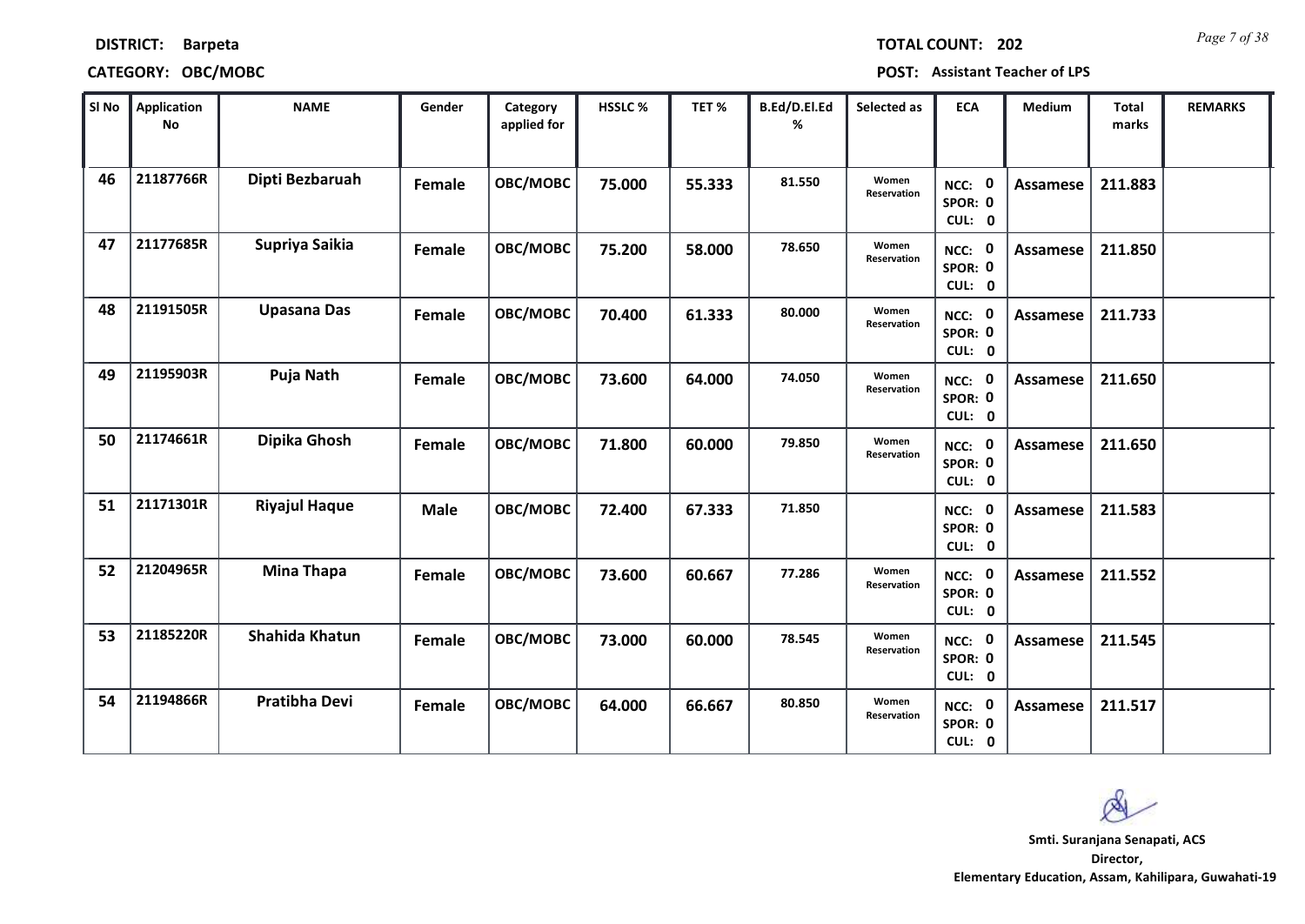**DISTRICT:** Barpeta

**TOTAL COUNT:** 202

**CATEGORY:** OBC/MOBC

**POST:** Assistant Teacher of LPS

| Sl No | Application No | NAME | Gender | Category applied for | HSSLC % | TET % | B.Ed/D.El.Ed % | Selected as | ECA | Medium | Total marks | REMARKS |
|---|---|---|---|---|---|---|---|---|---|---|---|---|
| 46 | 21187766R | Dipti Bezbaruah | Female | OBC/MOBC | 75.000 | 55.333 | 81.550 | Women Reservation | NCC: 0 SPOR: 0 CUL: 0 | Assamese | 211.883 | |
| 47 | 21177685R | Supriya Saikia | Female | OBC/MOBC | 75.200 | 58.000 | 78.650 | Women Reservation | NCC: 0 SPOR: 0 CUL: 0 | Assamese | 211.850 | |
| 48 | 21191505R | Upasana Das | Female | OBC/MOBC | 70.400 | 61.333 | 80.000 | Women Reservation | NCC: 0 SPOR: 0 CUL: 0 | Assamese | 211.733 | |
| 49 | 21195903R | Puja Nath | Female | OBC/MOBC | 73.600 | 64.000 | 74.050 | Women Reservation | NCC: 0 SPOR: 0 CUL: 0 | Assamese | 211.650 | |
| 50 | 21174661R | Dipika Ghosh | Female | OBC/MOBC | 71.800 | 60.000 | 79.850 | Women Reservation | NCC: 0 SPOR: 0 CUL: 0 | Assamese | 211.650 | |
| 51 | 21171301R | Riyajul Haque | Male | OBC/MOBC | 72.400 | 67.333 | 71.850 | | NCC: 0 SPOR: 0 CUL: 0 | Assamese | 211.583 | |
| 52 | 21204965R | Mina Thapa | Female | OBC/MOBC | 73.600 | 60.667 | 77.286 | Women Reservation | NCC: 0 SPOR: 0 CUL: 0 | Assamese | 211.552 | |
| 53 | 21185220R | Shahida Khatun | Female | OBC/MOBC | 73.000 | 60.000 | 78.545 | Women Reservation | NCC: 0 SPOR: 0 CUL: 0 | Assamese | 211.545 | |
| 54 | 21194866R | Pratibha Devi | Female | OBC/MOBC | 64.000 | 66.667 | 80.850 | Women Reservation | NCC: 0 SPOR: 0 CUL: 0 | Assamese | 211.517 | |

**Smti. Suranjana Senapati, ACS**
**Director,**
**Elementary Education, Assam, Kahilipara, Guwahati-19**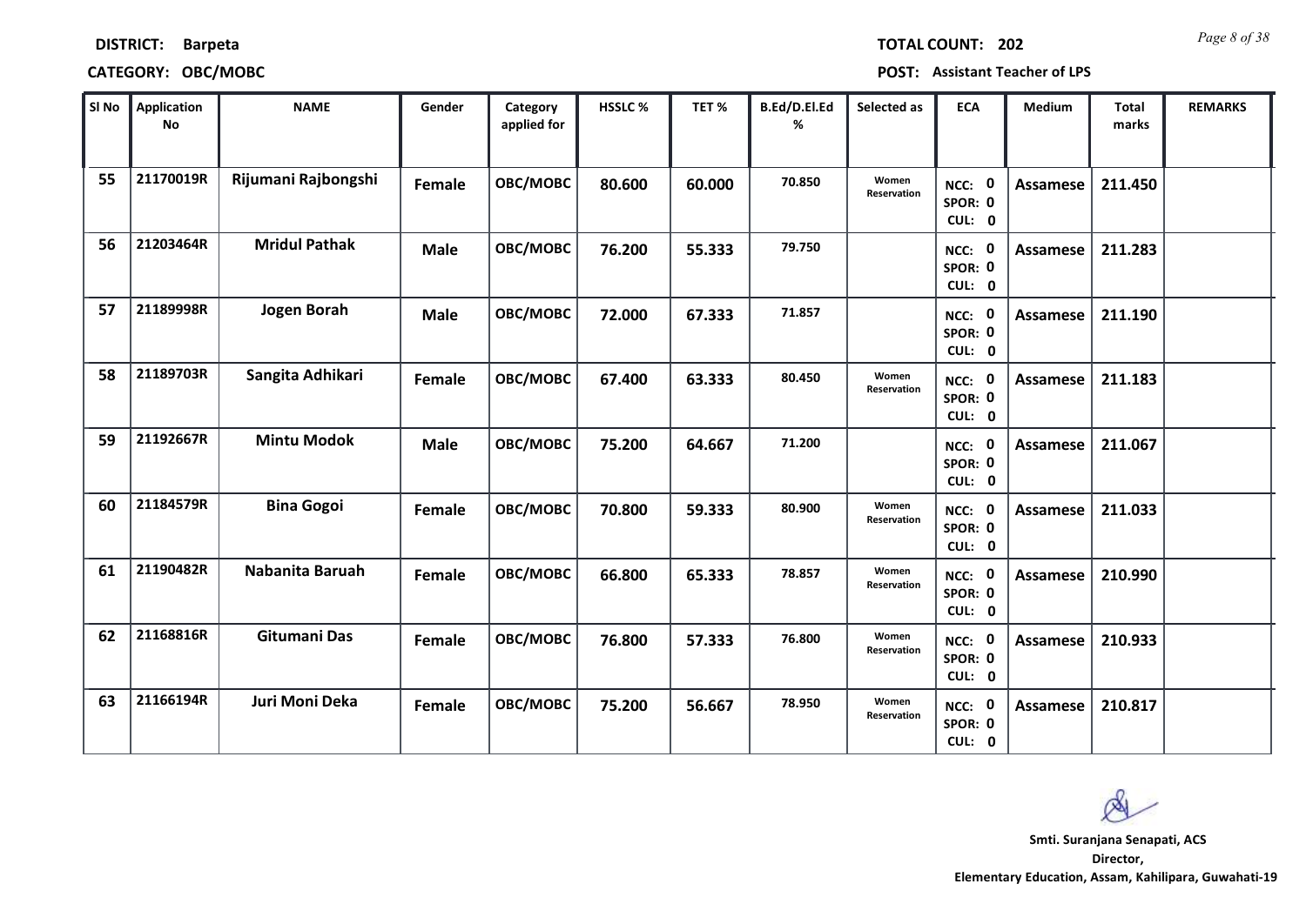**DISTRICT:** Barpeta

**CATEGORY:** OBC/MOBC

**TOTAL COUNT:** 202

**POST:** Assistant Teacher of LPS

| Sl No | Application No | NAME | Gender | Category applied for | HSSLC % | TET % | B.Ed/D.El.Ed % | Selected as | ECA | Medium | Total marks | REMARKS |
|---|---|---|---|---|---|---|---|---|---|---|---|---|
| 55 | 21170019R | Rijumani Rajbongshi | Female | OBC/MOBC | 80.600 | 60.000 | 70.850 | Women Reservation | NCC: 0 SPOR: 0 CUL: 0 | Assamese | 211.450 | |
| 56 | 21203464R | Mridul Pathak | Male | OBC/MOBC | 76.200 | 55.333 | 79.750 | | NCC: 0 SPOR: 0 CUL: 0 | Assamese | 211.283 | |
| 57 | 21189998R | Jogen Borah | Male | OBC/MOBC | 72.000 | 67.333 | 71.857 | | NCC: 0 SPOR: 0 CUL: 0 | Assamese | 211.190 | |
| 58 | 21189703R | Sangita Adhikari | Female | OBC/MOBC | 67.400 | 63.333 | 80.450 | Women Reservation | NCC: 0 SPOR: 0 CUL: 0 | Assamese | 211.183 | |
| 59 | 21192667R | Mintu Modok | Male | OBC/MOBC | 75.200 | 64.667 | 71.200 | | NCC: 0 SPOR: 0 CUL: 0 | Assamese | 211.067 | |
| 60 | 21184579R | Bina Gogoi | Female | OBC/MOBC | 70.800 | 59.333 | 80.900 | Women Reservation | NCC: 0 SPOR: 0 CUL: 0 | Assamese | 211.033 | |
| 61 | 21190482R | Nabanita Baruah | Female | OBC/MOBC | 66.800 | 65.333 | 78.857 | Women Reservation | NCC: 0 SPOR: 0 CUL: 0 | Assamese | 210.990 | |
| 62 | 21168816R | Gitumani Das | Female | OBC/MOBC | 76.800 | 57.333 | 76.800 | Women Reservation | NCC: 0 SPOR: 0 CUL: 0 | Assamese | 210.933 | |
| 63 | 21166194R | Juri Moni Deka | Female | OBC/MOBC | 75.200 | 56.667 | 78.950 | Women Reservation | NCC: 0 SPOR: 0 CUL: 0 | Assamese | 210.817 | |

**Smti. Suranjana Senapati, ACS**
**Director,**
**Elementary Education, Assam, Kahilipara, Guwahati-19**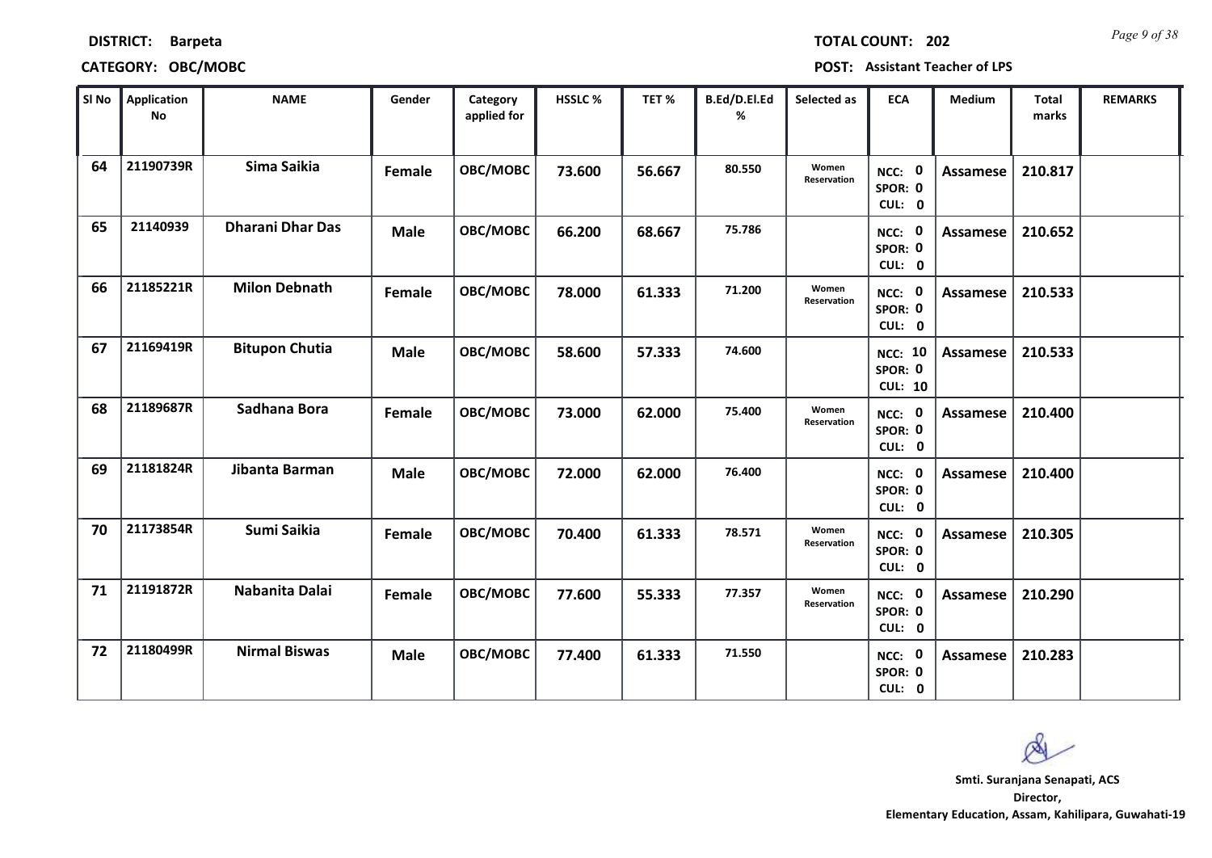**DISTRICT: Barpeta** **TOTAL COUNT: 202**

**CATEGORY: OBC/MOBC** **POST: Assistant Teacher of LPS**

| Sl No | Application No | NAME | Gender | Category applied for | HSSLC % | TET % | B.Ed/D.El.Ed % | Selected as | ECA | Medium | Total marks | REMARKS |
|---|---|---|---|---|---|---|---|---|---|---|---|---|
| 64 | 21190739R | Sima Saikia | Female | OBC/MOBC | 73.600 | 56.667 | 80.550 | Women Reservation | NCC: 0 SPOR: 0 CUL: 0 | Assamese | 210.817 | |
| 65 | 21140939 | Dharani Dhar Das | Male | OBC/MOBC | 66.200 | 68.667 | 75.786 | | NCC: 0 SPOR: 0 CUL: 0 | Assamese | 210.652 | |
| 66 | 21185221R | Milon Debnath | Female | OBC/MOBC | 78.000 | 61.333 | 71.200 | Women Reservation | NCC: 0 SPOR: 0 CUL: 0 | Assamese | 210.533 | |
| 67 | 21169419R | Bitupon Chutia | Male | OBC/MOBC | 58.600 | 57.333 | 74.600 | | NCC: 10 SPOR: 0 CUL: 10 | Assamese | 210.533 | |
| 68 | 21189687R | Sadhana Bora | Female | OBC/MOBC | 73.000 | 62.000 | 75.400 | Women Reservation | NCC: 0 SPOR: 0 CUL: 0 | Assamese | 210.400 | |
| 69 | 21181824R | Jibanta Barman | Male | OBC/MOBC | 72.000 | 62.000 | 76.400 | | NCC: 0 SPOR: 0 CUL: 0 | Assamese | 210.400 | |
| 70 | 21173854R | Sumi Saikia | Female | OBC/MOBC | 70.400 | 61.333 | 78.571 | Women Reservation | NCC: 0 SPOR: 0 CUL: 0 | Assamese | 210.305 | |
| 71 | 21191872R | Nabanita Dalai | Female | OBC/MOBC | 77.600 | 55.333 | 77.357 | Women Reservation | NCC: 0 SPOR: 0 CUL: 0 | Assamese | 210.290 | |
| 72 | 21180499R | Nirmal Biswas | Male | OBC/MOBC | 77.400 | 61.333 | 71.550 | | NCC: 0 SPOR: 0 CUL: 0 | Assamese | 210.283 | |

**Smti. Suranjana Senapati, ACS**
**Director,**
**Elementary Education, Assam, Kahilipara, Guwahati-19**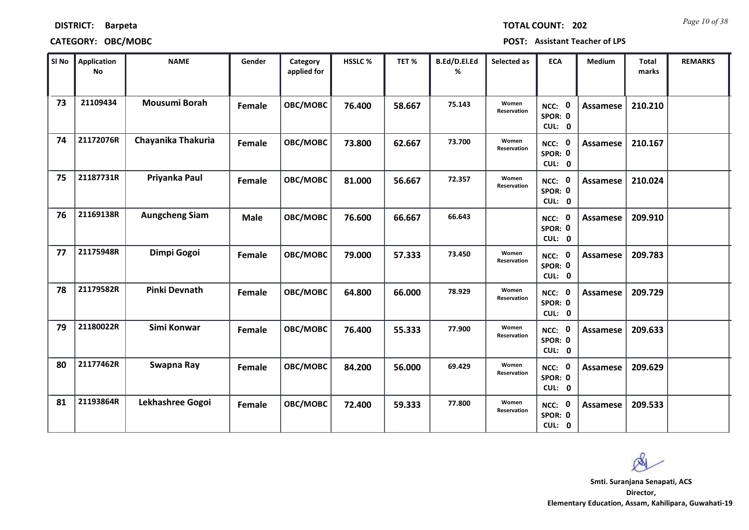**DISTRICT:** Barpeta **TOTAL COUNT:** 202

**CATEGORY:** OBC/MOBC **POST:** Assistant Teacher of LPS

| Sl No | Application No | NAME | Gender | Category applied for | HSSLC % | TET % | B.Ed/D.El.Ed % | Selected as | ECA | Medium | Total marks | REMARKS |
|---|---|---|---|---|---|---|---|---|---|---|---|---|
| 73 | 21109434 | Mousumi Borah | Female | OBC/MOBC | 76.400 | 58.667 | 75.143 | Women Reservation | NCC: 0 SPOR: 0 CUL: 0 | Assamese | 210.210 | |
| 74 | 21172076R | Chayanika Thakuria | Female | OBC/MOBC | 73.800 | 62.667 | 73.700 | Women Reservation | NCC: 0 SPOR: 0 CUL: 0 | Assamese | 210.167 | |
| 75 | 21187731R | Priyanka Paul | Female | OBC/MOBC | 81.000 | 56.667 | 72.357 | Women Reservation | NCC: 0 SPOR: 0 CUL: 0 | Assamese | 210.024 | |
| 76 | 21169138R | Aungcheng Siam | Male | OBC/MOBC | 76.600 | 66.667 | 66.643 | | NCC: 0 SPOR: 0 CUL: 0 | Assamese | 209.910 | |
| 77 | 21175948R | Dimpi Gogoi | Female | OBC/MOBC | 79.000 | 57.333 | 73.450 | Women Reservation | NCC: 0 SPOR: 0 CUL: 0 | Assamese | 209.783 | |
| 78 | 21179582R | Pinki Devnath | Female | OBC/MOBC | 64.800 | 66.000 | 78.929 | Women Reservation | NCC: 0 SPOR: 0 CUL: 0 | Assamese | 209.729 | |
| 79 | 21180022R | Simi Konwar | Female | OBC/MOBC | 76.400 | 55.333 | 77.900 | Women Reservation | NCC: 0 SPOR: 0 CUL: 0 | Assamese | 209.633 | |
| 80 | 21177462R | Swapna Ray | Female | OBC/MOBC | 84.200 | 56.000 | 69.429 | Women Reservation | NCC: 0 SPOR: 0 CUL: 0 | Assamese | 209.629 | |
| 81 | 21193864R | Lekhashree Gogoi | Female | OBC/MOBC | 72.400 | 59.333 | 77.800 | Women Reservation | NCC: 0 SPOR: 0 CUL: 0 | Assamese | 209.533 | |

**Smti. Suranjana Senapati, ACS**
**Director,**
**Elementary Education, Assam, Kahilipara, Guwahati-19**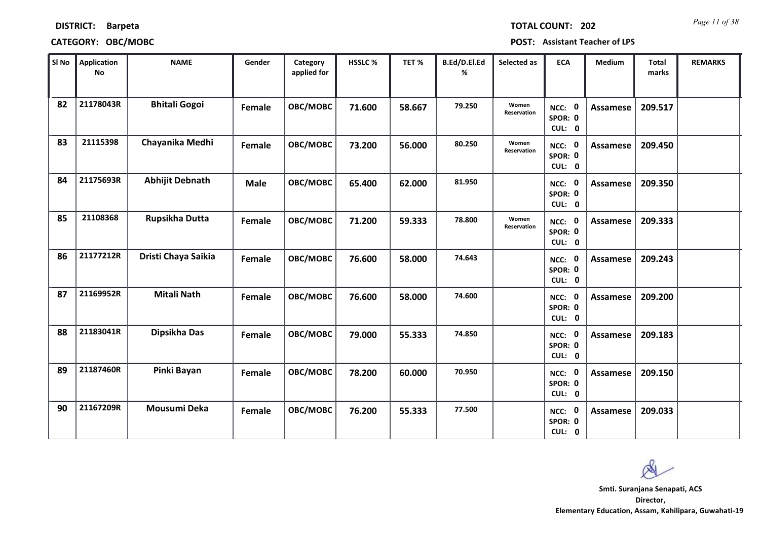**DISTRICT:** Barpeta

**TOTAL COUNT:** 202

**CATEGORY:** OBC/MOBC

**POST:** Assistant Teacher of LPS

| Sl No | Application No | NAME | Gender | Category applied for | HSSLC % | TET % | B.Ed/D.El.Ed % | Selected as | ECA | Medium | Total marks | REMARKS |
|---|---|---|---|---|---|---|---|---|---|---|---|---|
| 82 | 21178043R | Bhitali Gogoi | Female | OBC/MOBC | 71.600 | 58.667 | 79.250 | Women Reservation | NCC: 0 SPOR: 0 CUL: 0 | Assamese | 209.517 | |
| 83 | 21115398 | Chayanika Medhi | Female | OBC/MOBC | 73.200 | 56.000 | 80.250 | Women Reservation | NCC: 0 SPOR: 0 CUL: 0 | Assamese | 209.450 | |
| 84 | 21175693R | Abhijit Debnath | Male | OBC/MOBC | 65.400 | 62.000 | 81.950 | | NCC: 0 SPOR: 0 CUL: 0 | Assamese | 209.350 | |
| 85 | 21108368 | Rupsikha Dutta | Female | OBC/MOBC | 71.200 | 59.333 | 78.800 | Women Reservation | NCC: 0 SPOR: 0 CUL: 0 | Assamese | 209.333 | |
| 86 | 21177212R | Dristi Chaya Saikia | Female | OBC/MOBC | 76.600 | 58.000 | 74.643 | | NCC: 0 SPOR: 0 CUL: 0 | Assamese | 209.243 | |
| 87 | 21169952R | Mitali Nath | Female | OBC/MOBC | 76.600 | 58.000 | 74.600 | | NCC: 0 SPOR: 0 CUL: 0 | Assamese | 209.200 | |
| 88 | 21183041R | Dipsikha Das | Female | OBC/MOBC | 79.000 | 55.333 | 74.850 | | NCC: 0 SPOR: 0 CUL: 0 | Assamese | 209.183 | |
| 89 | 21187460R | Pinki Bayan | Female | OBC/MOBC | 78.200 | 60.000 | 70.950 | | NCC: 0 SPOR: 0 CUL: 0 | Assamese | 209.150 | |
| 90 | 21167209R | Mousumi Deka | Female | OBC/MOBC | 76.200 | 55.333 | 77.500 | | NCC: 0 SPOR: 0 CUL: 0 | Assamese | 209.033 | |

**Smti. Suranjana Senapati, ACS**
**Director,**
**Elementary Education, Assam, Kahilipara, Guwahati-19**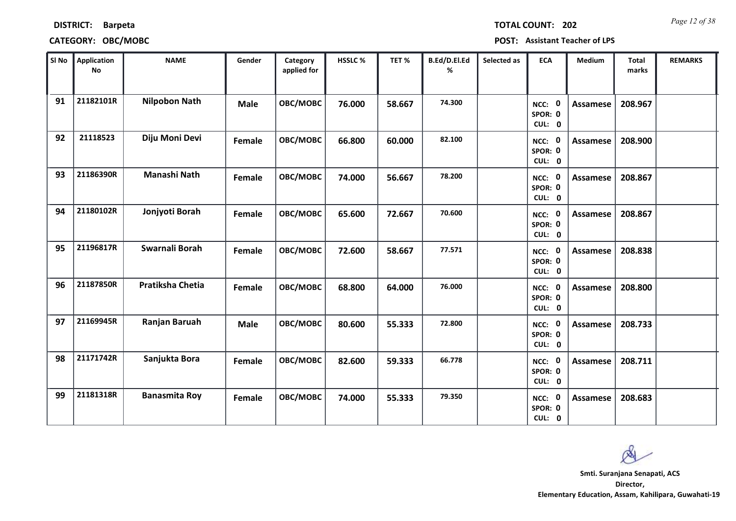**DISTRICT:** Barpeta

**TOTAL COUNT:** 202

**CATEGORY:** OBC/MOBC

**POST:** Assistant Teacher of LPS

| Sl No | Application No | NAME | Gender | Category applied for | HSSLC % | TET % | B.Ed/D.El.Ed % | Selected as | ECA | Medium | Total marks | REMARKS |
|---|---|---|---|---|---|---|---|---|---|---|---|---|
| 91 | 21182101R | Nilpobon Nath | Male | OBC/MOBC | 76.000 | 58.667 | 74.300 | | NCC: 0 SPOR: 0 CUL: 0 | Assamese | 208.967 | |
| 92 | 21118523 | Diju Moni Devi | Female | OBC/MOBC | 66.800 | 60.000 | 82.100 | | NCC: 0 SPOR: 0 CUL: 0 | Assamese | 208.900 | |
| 93 | 21186390R | Manashi Nath | Female | OBC/MOBC | 74.000 | 56.667 | 78.200 | | NCC: 0 SPOR: 0 CUL: 0 | Assamese | 208.867 | |
| 94 | 21180102R | Jonjyoti Borah | Female | OBC/MOBC | 65.600 | 72.667 | 70.600 | | NCC: 0 SPOR: 0 CUL: 0 | Assamese | 208.867 | |
| 95 | 21196817R | Swarnali Borah | Female | OBC/MOBC | 72.600 | 58.667 | 77.571 | | NCC: 0 SPOR: 0 CUL: 0 | Assamese | 208.838 | |
| 96 | 21187850R | Pratiksha Chetia | Female | OBC/MOBC | 68.800 | 64.000 | 76.000 | | NCC: 0 SPOR: 0 CUL: 0 | Assamese | 208.800 | |
| 97 | 21169945R | Ranjan Baruah | Male | OBC/MOBC | 80.600 | 55.333 | 72.800 | | NCC: 0 SPOR: 0 CUL: 0 | Assamese | 208.733 | |
| 98 | 21171742R | Sanjukta Bora | Female | OBC/MOBC | 82.600 | 59.333 | 66.778 | | NCC: 0 SPOR: 0 CUL: 0 | Assamese | 208.711 | |
| 99 | 21181318R | Banasmita Roy | Female | OBC/MOBC | 74.000 | 55.333 | 79.350 | | NCC: 0 SPOR: 0 CUL: 0 | Assamese | 208.683 | |

**Smti. Suranjana Senapati, ACS**
**Director,**
**Elementary Education, Assam, Kahilipara, Guwahati-19**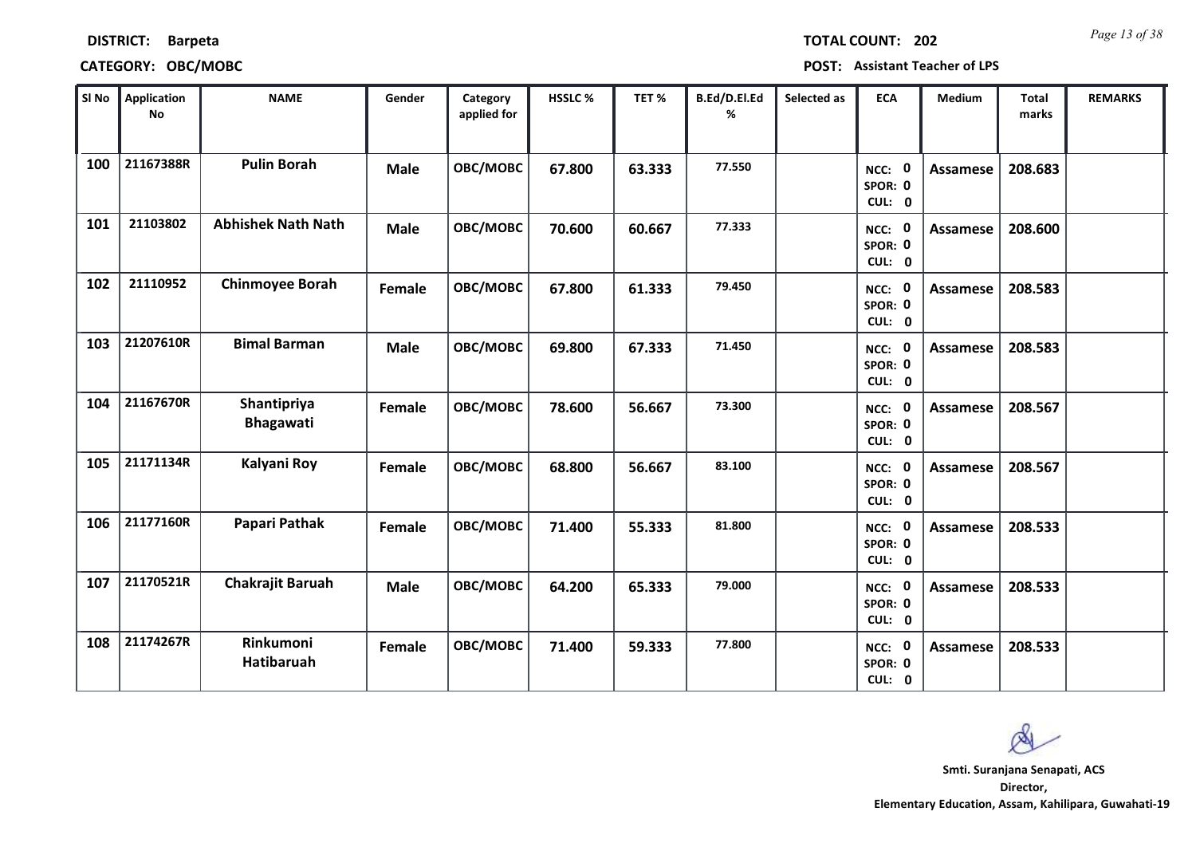**DISTRICT:** Barpeta **TOTAL COUNT:** 202

**CATEGORY:** OBC/MOBC **POST:** Assistant Teacher of LPS

| Sl No | Application No | NAME | Gender | Category applied for | HSSLC % | TET % | B.Ed/D.El.Ed % | Selected as | ECA | Medium | Total marks | REMARKS |
|---|---|---|---|---|---|---|---|---|---|---|---|---|
| 100 | 21167388R | Pulin Borah | Male | OBC/MOBC | 67.800 | 63.333 | 77.550 | | NCC: 0 SPOR: 0 CUL: 0 | Assamese | 208.683 | |
| 101 | 21103802 | Abhishek Nath Nath | Male | OBC/MOBC | 70.600 | 60.667 | 77.333 | | NCC: 0 SPOR: 0 CUL: 0 | Assamese | 208.600 | |
| 102 | 21110952 | Chinmoyee Borah | Female | OBC/MOBC | 67.800 | 61.333 | 79.450 | | NCC: 0 SPOR: 0 CUL: 0 | Assamese | 208.583 | |
| 103 | 21207610R | Bimal Barman | Male | OBC/MOBC | 69.800 | 67.333 | 71.450 | | NCC: 0 SPOR: 0 CUL: 0 | Assamese | 208.583 | |
| 104 | 21167670R | Shantipriya Bhagawati | Female | OBC/MOBC | 78.600 | 56.667 | 73.300 | | NCC: 0 SPOR: 0 CUL: 0 | Assamese | 208.567 | |
| 105 | 21171134R | Kalyani Roy | Female | OBC/MOBC | 68.800 | 56.667 | 83.100 | | NCC: 0 SPOR: 0 CUL: 0 | Assamese | 208.567 | |
| 106 | 21177160R | Papari Pathak | Female | OBC/MOBC | 71.400 | 55.333 | 81.800 | | NCC: 0 SPOR: 0 CUL: 0 | Assamese | 208.533 | |
| 107 | 21170521R | Chakrajit Baruah | Male | OBC/MOBC | 64.200 | 65.333 | 79.000 | | NCC: 0 SPOR: 0 CUL: 0 | Assamese | 208.533 | |
| 108 | 21174267R | Rinkumoni Hatibaruah | Female | OBC/MOBC | 71.400 | 59.333 | 77.800 | | NCC: 0 SPOR: 0 CUL: 0 | Assamese | 208.533 | |

**Smti. Suranjana Senapati, ACS**
**Director,**
**Elementary Education, Assam, Kahilipara, Guwahati-19**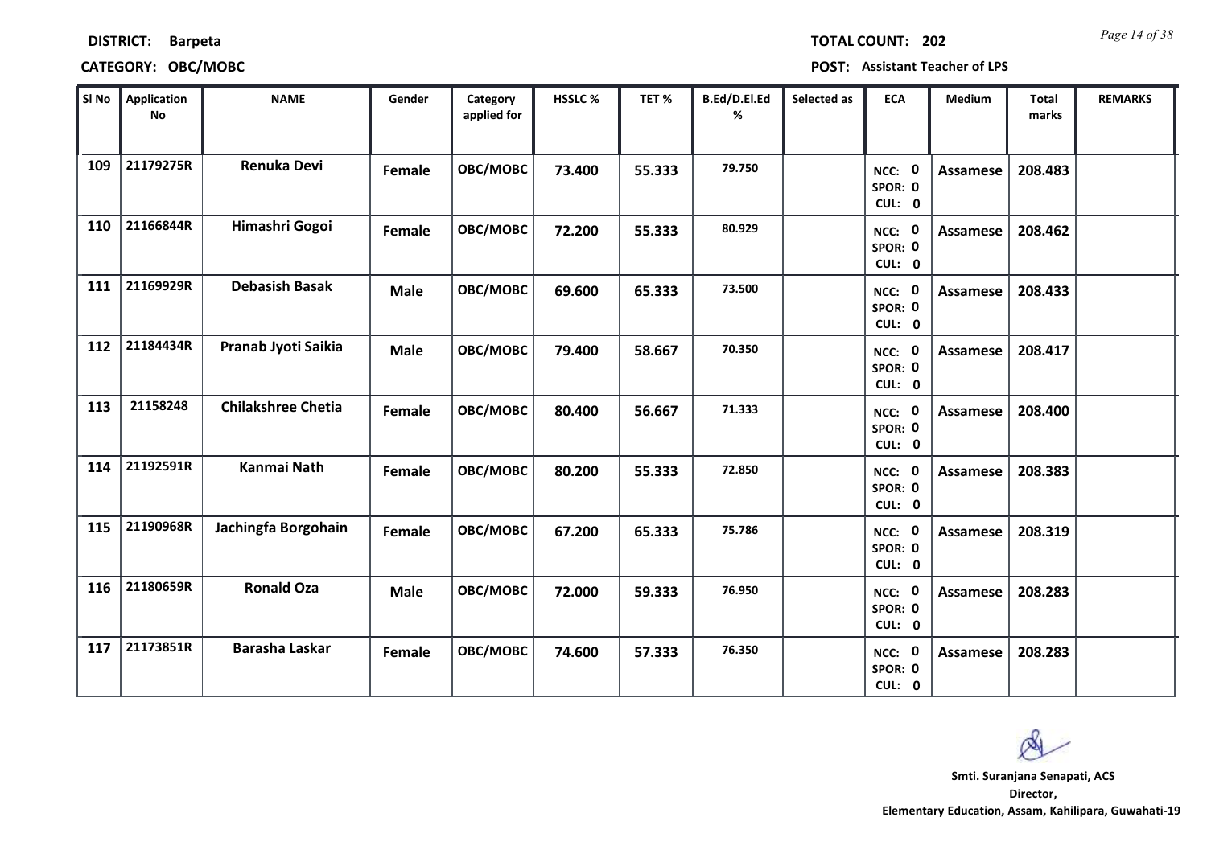**DISTRICT: Barpeta** **TOTAL COUNT: 202**

**CATEGORY: OBC/MOBC** **POST: Assistant Teacher of LPS**

| Sl No | Application No | NAME | Gender | Category applied for | HSSLC % | TET % | B.Ed/D.El.Ed % | Selected as | ECA | Medium | Total marks | REMARKS |
|---|---|---|---|---|---|---|---|---|---|---|---|---|
| 109 | 21179275R | Renuka Devi | Female | OBC/MOBC | 73.400 | 55.333 | 79.750 | | NCC: 0 SPOR: 0 CUL: 0 | Assamese | 208.483 | |
| 110 | 21166844R | Himashri Gogoi | Female | OBC/MOBC | 72.200 | 55.333 | 80.929 | | NCC: 0 SPOR: 0 CUL: 0 | Assamese | 208.462 | |
| 111 | 21169929R | Debasish Basak | Male | OBC/MOBC | 69.600 | 65.333 | 73.500 | | NCC: 0 SPOR: 0 CUL: 0 | Assamese | 208.433 | |
| 112 | 21184434R | Pranab Jyoti Saikia | Male | OBC/MOBC | 79.400 | 58.667 | 70.350 | | NCC: 0 SPOR: 0 CUL: 0 | Assamese | 208.417 | |
| 113 | 21158248 | Chilakshree Chetia | Female | OBC/MOBC | 80.400 | 56.667 | 71.333 | | NCC: 0 SPOR: 0 CUL: 0 | Assamese | 208.400 | |
| 114 | 21192591R | Kanmai Nath | Female | OBC/MOBC | 80.200 | 55.333 | 72.850 | | NCC: 0 SPOR: 0 CUL: 0 | Assamese | 208.383 | |
| 115 | 21190968R | Jachingfa Borgohain | Female | OBC/MOBC | 67.200 | 65.333 | 75.786 | | NCC: 0 SPOR: 0 CUL: 0 | Assamese | 208.319 | |
| 116 | 21180659R | Ronald Oza | Male | OBC/MOBC | 72.000 | 59.333 | 76.950 | | NCC: 0 SPOR: 0 CUL: 0 | Assamese | 208.283 | |
| 117 | 21173851R | Barasha Laskar | Female | OBC/MOBC | 74.600 | 57.333 | 76.350 | | NCC: 0 SPOR: 0 CUL: 0 | Assamese | 208.283 | |

**Smti. Suranjana Senapati, ACS**
**Director,**
**Elementary Education, Assam, Kahilipara, Guwahati-19**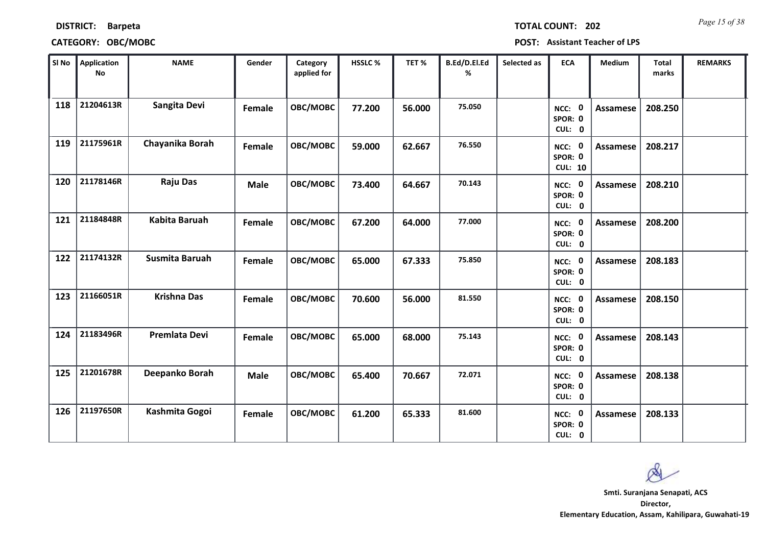**DISTRICT:** Barpeta **TOTAL COUNT:** 202

**CATEGORY:** OBC/MOBC **POST:** Assistant Teacher of LPS

| Sl No | Application No | NAME | Gender | Category applied for | HSSLC % | TET % | B.Ed/D.El.Ed % | Selected as | ECA | Medium | Total marks | REMARKS |
|---|---|---|---|---|---|---|---|---|---|---|---|---|
| 118 | 21204613R | Sangita Devi | Female | OBC/MOBC | 77.200 | 56.000 | 75.050 | | NCC: 0 SPOR: 0 CUL: 0 | Assamese | 208.250 | |
| 119 | 21175961R | Chayanika Borah | Female | OBC/MOBC | 59.000 | 62.667 | 76.550 | | NCC: 0 SPOR: 0 CUL: 10 | Assamese | 208.217 | |
| 120 | 21178146R | Raju Das | Male | OBC/MOBC | 73.400 | 64.667 | 70.143 | | NCC: 0 SPOR: 0 CUL: 0 | Assamese | 208.210 | |
| 121 | 21184848R | Kabita Baruah | Female | OBC/MOBC | 67.200 | 64.000 | 77.000 | | NCC: 0 SPOR: 0 CUL: 0 | Assamese | 208.200 | |
| 122 | 21174132R | Susmita Baruah | Female | OBC/MOBC | 65.000 | 67.333 | 75.850 | | NCC: 0 SPOR: 0 CUL: 0 | Assamese | 208.183 | |
| 123 | 21166051R | Krishna Das | Female | OBC/MOBC | 70.600 | 56.000 | 81.550 | | NCC: 0 SPOR: 0 CUL: 0 | Assamese | 208.150 | |
| 124 | 21183496R | Premlata Devi | Female | OBC/MOBC | 65.000 | 68.000 | 75.143 | | NCC: 0 SPOR: 0 CUL: 0 | Assamese | 208.143 | |
| 125 | 21201678R | Deepanko Borah | Male | OBC/MOBC | 65.400 | 70.667 | 72.071 | | NCC: 0 SPOR: 0 CUL: 0 | Assamese | 208.138 | |
| 126 | 21197650R | Kashmita Gogoi | Female | OBC/MOBC | 61.200 | 65.333 | 81.600 | | NCC: 0 SPOR: 0 CUL: 0 | Assamese | 208.133 | |

**Smti. Suranjana Senapati, ACS**
**Director,**
**Elementary Education, Assam, Kahilipara, Guwahati-19**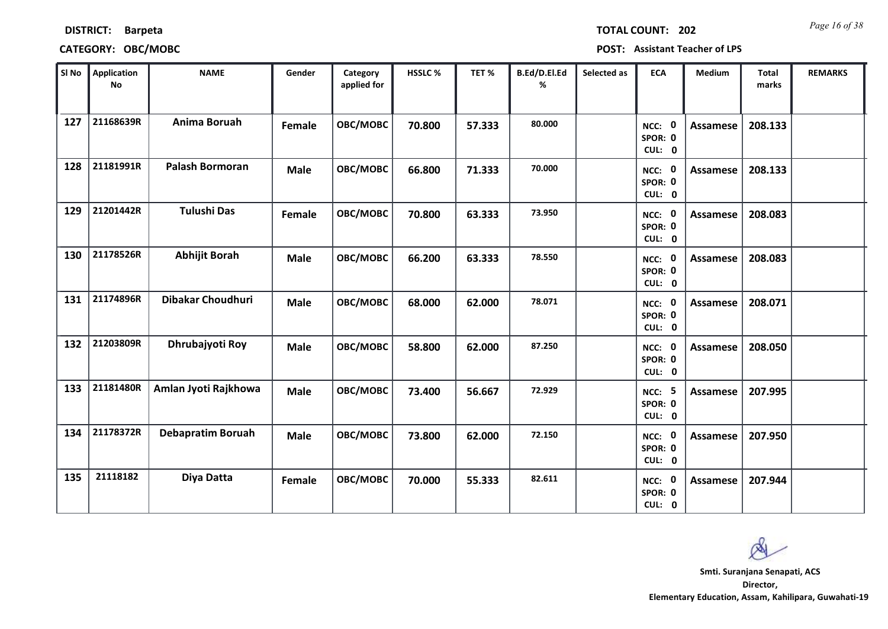**DISTRICT:** Barpeta

**CATEGORY:** OBC/MOBC

**TOTAL COUNT:** 202

**POST:** Assistant Teacher of LPS

| Sl No | Application No | NAME | Gender | Category applied for | HSSLC % | TET % | B.Ed/D.El.Ed % | Selected as | ECA | Medium | Total marks | REMARKS |
|---|---|---|---|---|---|---|---|---|---|---|---|---|
| 127 | 21168639R | Anima Boruah | Female | OBC/MOBC | 70.800 | 57.333 | 80.000 | | NCC: 0 SPOR: 0 CUL: 0 | Assamese | 208.133 | |
| 128 | 21181991R | Palash Bormoran | Male | OBC/MOBC | 66.800 | 71.333 | 70.000 | | NCC: 0 SPOR: 0 CUL: 0 | Assamese | 208.133 | |
| 129 | 21201442R | Tulushi Das | Female | OBC/MOBC | 70.800 | 63.333 | 73.950 | | NCC: 0 SPOR: 0 CUL: 0 | Assamese | 208.083 | |
| 130 | 21178526R | Abhijit Borah | Male | OBC/MOBC | 66.200 | 63.333 | 78.550 | | NCC: 0 SPOR: 0 CUL: 0 | Assamese | 208.083 | |
| 131 | 21174896R | Dibakar Choudhuri | Male | OBC/MOBC | 68.000 | 62.000 | 78.071 | | NCC: 0 SPOR: 0 CUL: 0 | Assamese | 208.071 | |
| 132 | 21203809R | Dhrubajyoti Roy | Male | OBC/MOBC | 58.800 | 62.000 | 87.250 | | NCC: 0 SPOR: 0 CUL: 0 | Assamese | 208.050 | |
| 133 | 21181480R | Amlan Jyoti Rajkhowa | Male | OBC/MOBC | 73.400 | 56.667 | 72.929 | | NCC: 5 SPOR: 0 CUL: 0 | Assamese | 207.995 | |
| 134 | 21178372R | Debapratim Boruah | Male | OBC/MOBC | 73.800 | 62.000 | 72.150 | | NCC: 0 SPOR: 0 CUL: 0 | Assamese | 207.950 | |
| 135 | 21118182 | Diya Datta | Female | OBC/MOBC | 70.000 | 55.333 | 82.611 | | NCC: 0 SPOR: 0 CUL: 0 | Assamese | 207.944 | |

**Smti. Suranjana Senapati, ACS**
**Director,**
**Elementary Education, Assam, Kahilipara, Guwahati-19**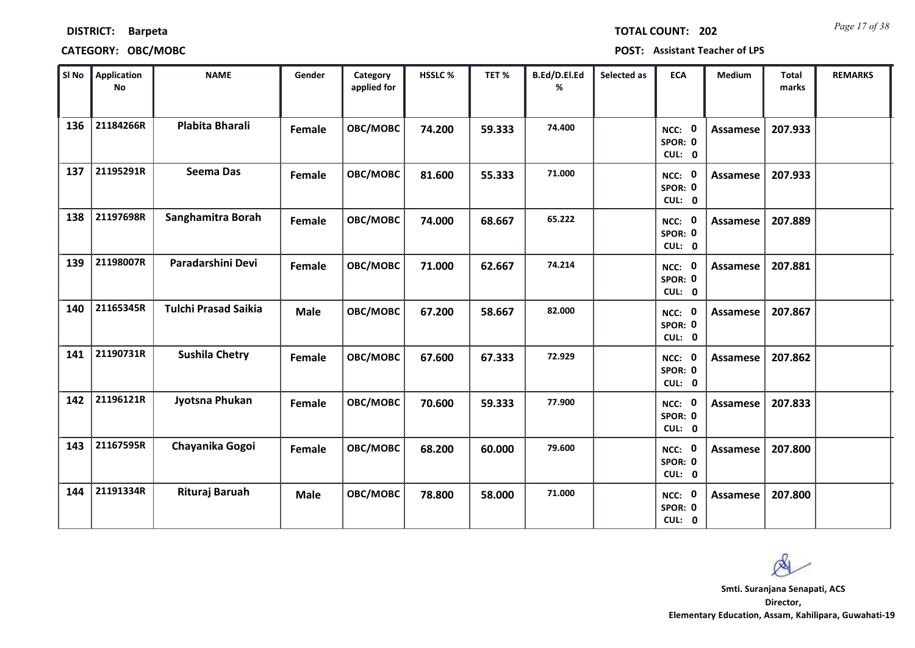**DISTRICT:** Barpeta **TOTAL COUNT:** 202

**CATEGORY:** OBC/MOBC **POST:** Assistant Teacher of LPS

| Sl No | Application No | NAME | Gender | Category applied for | HSSLC % | TET % | B.Ed/D.El.Ed % | Selected as | ECA | Medium | Total marks | REMARKS |
|---|---|---|---|---|---|---|---|---|---|---|---|---|
| 136 | 21184266R | Plabita Bharali | Female | OBC/MOBC | 74.200 | 59.333 | 74.400 | | NCC: 0 SPOR: 0 CUL: 0 | Assamese | 207.933 | |
| 137 | 21195291R | Seema Das | Female | OBC/MOBC | 81.600 | 55.333 | 71.000 | | NCC: 0 SPOR: 0 CUL: 0 | Assamese | 207.933 | |
| 138 | 21197698R | Sanghamitra Borah | Female | OBC/MOBC | 74.000 | 68.667 | 65.222 | | NCC: 0 SPOR: 0 CUL: 0 | Assamese | 207.889 | |
| 139 | 21198007R | Paradarshini Devi | Female | OBC/MOBC | 71.000 | 62.667 | 74.214 | | NCC: 0 SPOR: 0 CUL: 0 | Assamese | 207.881 | |
| 140 | 21165345R | Tulchi Prasad Saikia | Male | OBC/MOBC | 67.200 | 58.667 | 82.000 | | NCC: 0 SPOR: 0 CUL: 0 | Assamese | 207.867 | |
| 141 | 21190731R | Sushila Chetry | Female | OBC/MOBC | 67.600 | 67.333 | 72.929 | | NCC: 0 SPOR: 0 CUL: 0 | Assamese | 207.862 | |
| 142 | 21196121R | Jyotsna Phukan | Female | OBC/MOBC | 70.600 | 59.333 | 77.900 | | NCC: 0 SPOR: 0 CUL: 0 | Assamese | 207.833 | |
| 143 | 21167595R | Chayanika Gogoi | Female | OBC/MOBC | 68.200 | 60.000 | 79.600 | | NCC: 0 SPOR: 0 CUL: 0 | Assamese | 207.800 | |
| 144 | 21191334R | Rituraj Baruah | Male | OBC/MOBC | 78.800 | 58.000 | 71.000 | | NCC: 0 SPOR: 0 CUL: 0 | Assamese | 207.800 | |

**Smti. Suranjana Senapati, ACS**
**Director,**
**Elementary Education, Assam, Kahilipara, Guwahati-19**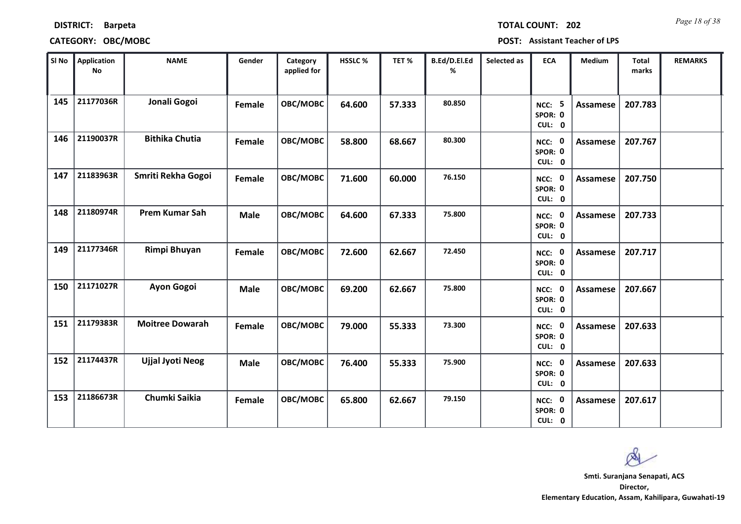**DISTRICT:** Barpeta **TOTAL COUNT:** 202

**CATEGORY:** OBC/MOBC **POST:** Assistant Teacher of LPS

| Sl No | Application No | NAME | Gender | Category applied for | HSSLC % | TET % | B.Ed/D.El.Ed % | Selected as | ECA | Medium | Total marks | REMARKS |
|---|---|---|---|---|---|---|---|---|---|---|---|---|
| 145 | 21177036R | Jonali Gogoi | Female | OBC/MOBC | 64.600 | 57.333 | 80.850 | | NCC: 5 SPOR: 0 CUL: 0 | Assamese | 207.783 | |
| 146 | 21190037R | Bithika Chutia | Female | OBC/MOBC | 58.800 | 68.667 | 80.300 | | NCC: 0 SPOR: 0 CUL: 0 | Assamese | 207.767 | |
| 147 | 21183963R | Smriti Rekha Gogoi | Female | OBC/MOBC | 71.600 | 60.000 | 76.150 | | NCC: 0 SPOR: 0 CUL: 0 | Assamese | 207.750 | |
| 148 | 21180974R | Prem Kumar Sah | Male | OBC/MOBC | 64.600 | 67.333 | 75.800 | | NCC: 0 SPOR: 0 CUL: 0 | Assamese | 207.733 | |
| 149 | 21177346R | Rimpi Bhuyan | Female | OBC/MOBC | 72.600 | 62.667 | 72.450 | | NCC: 0 SPOR: 0 CUL: 0 | Assamese | 207.717 | |
| 150 | 21171027R | Ayon Gogoi | Male | OBC/MOBC | 69.200 | 62.667 | 75.800 | | NCC: 0 SPOR: 0 CUL: 0 | Assamese | 207.667 | |
| 151 | 21179383R | Moitree Dowarah | Female | OBC/MOBC | 79.000 | 55.333 | 73.300 | | NCC: 0 SPOR: 0 CUL: 0 | Assamese | 207.633 | |
| 152 | 21174437R | Ujjal Jyoti Neog | Male | OBC/MOBC | 76.400 | 55.333 | 75.900 | | NCC: 0 SPOR: 0 CUL: 0 | Assamese | 207.633 | |
| 153 | 21186673R | Chumki Saikia | Female | OBC/MOBC | 65.800 | 62.667 | 79.150 | | NCC: 0 SPOR: 0 CUL: 0 | Assamese | 207.617 | |

**Smti. Suranjana Senapati, ACS**
**Director,**
**Elementary Education, Assam, Kahilipara, Guwahati-19**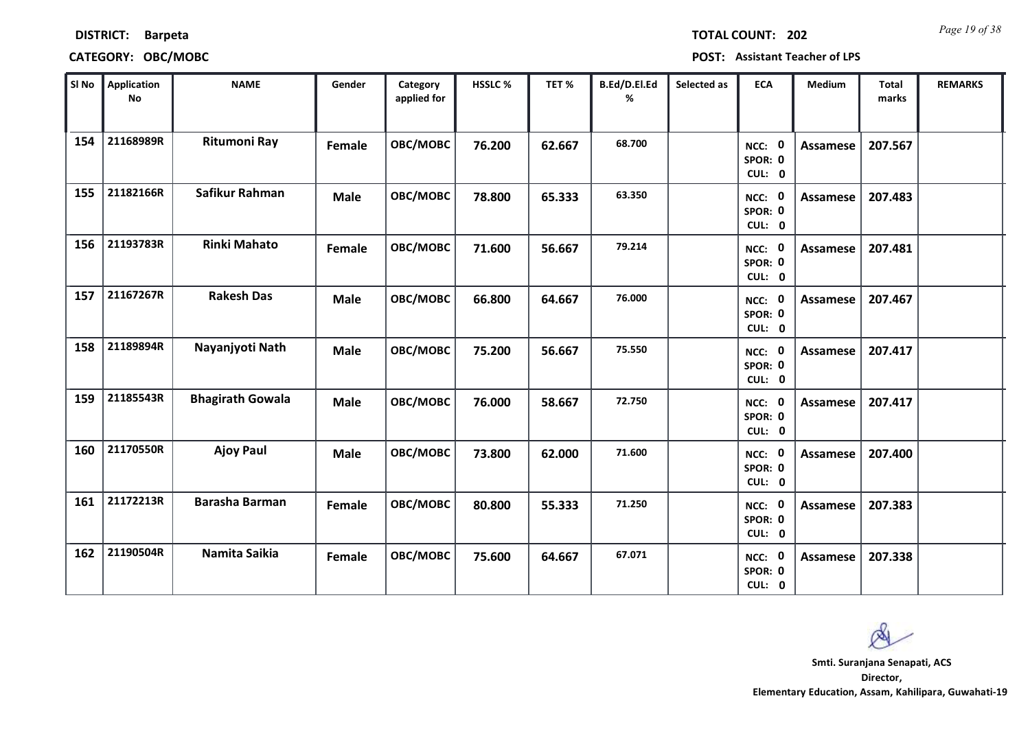**DISTRICT:** Barpeta  **TOTAL COUNT:** 202

**CATEGORY:** OBC/MOBC  **POST:** Assistant Teacher of LPS

| Sl No | Application No | NAME | Gender | Category applied for | HSSLC % | TET % | B.Ed/D.El.Ed % | Selected as | ECA | Medium | Total marks | REMARKS |
|---|---|---|---|---|---|---|---|---|---|---|---|---|
| 154 | 21168989R | Ritumoni Ray | Female | OBC/MOBC | 76.200 | 62.667 | 68.700 | | NCC: 0 SPOR: 0 CUL: 0 | Assamese | 207.567 | |
| 155 | 21182166R | Safikur Rahman | Male | OBC/MOBC | 78.800 | 65.333 | 63.350 | | NCC: 0 SPOR: 0 CUL: 0 | Assamese | 207.483 | |
| 156 | 21193783R | Rinki Mahato | Female | OBC/MOBC | 71.600 | 56.667 | 79.214 | | NCC: 0 SPOR: 0 CUL: 0 | Assamese | 207.481 | |
| 157 | 21167267R | Rakesh Das | Male | OBC/MOBC | 66.800 | 64.667 | 76.000 | | NCC: 0 SPOR: 0 CUL: 0 | Assamese | 207.467 | |
| 158 | 21189894R | Nayanjyoti Nath | Male | OBC/MOBC | 75.200 | 56.667 | 75.550 | | NCC: 0 SPOR: 0 CUL: 0 | Assamese | 207.417 | |
| 159 | 21185543R | Bhagirath Gowala | Male | OBC/MOBC | 76.000 | 58.667 | 72.750 | | NCC: 0 SPOR: 0 CUL: 0 | Assamese | 207.417 | |
| 160 | 21170550R | Ajoy Paul | Male | OBC/MOBC | 73.800 | 62.000 | 71.600 | | NCC: 0 SPOR: 0 CUL: 0 | Assamese | 207.400 | |
| 161 | 21172213R | Barasha Barman | Female | OBC/MOBC | 80.800 | 55.333 | 71.250 | | NCC: 0 SPOR: 0 CUL: 0 | Assamese | 207.383 | |
| 162 | 21190504R | Namita Saikia | Female | OBC/MOBC | 75.600 | 64.667 | 67.071 | | NCC: 0 SPOR: 0 CUL: 0 | Assamese | 207.338 | |

**Smti. Suranjana Senapati, ACS**
**Director,**
**Elementary Education, Assam, Kahilipara, Guwahati-19**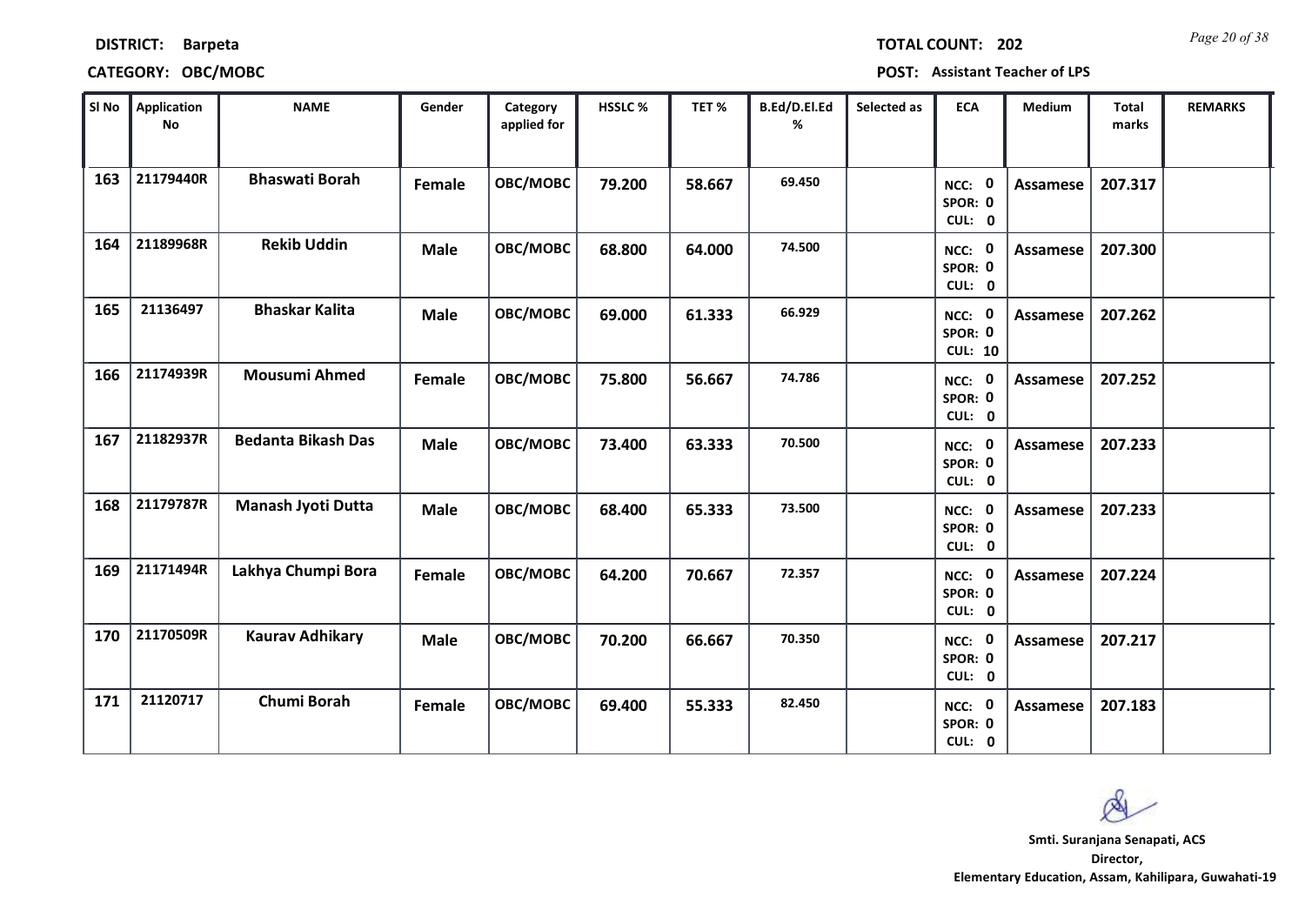**DISTRICT: Barpeta** **TOTAL COUNT: 202**

**CATEGORY: OBC/MOBC** **POST: Assistant Teacher of LPS**

| Sl No | Application No | NAME | Gender | Category applied for | HSSLC % | TET % | B.Ed/D.El.Ed % | Selected as | ECA | Medium | Total marks | REMARKS |
|---|---|---|---|---|---|---|---|---|---|---|---|---|
| 163 | 21179440R | Bhaswati Borah | Female | OBC/MOBC | 79.200 | 58.667 | 69.450 | | NCC: 0 SPOR: 0 CUL: 0 | Assamese | 207.317 | |
| 164 | 21189968R | Rekib Uddin | Male | OBC/MOBC | 68.800 | 64.000 | 74.500 | | NCC: 0 SPOR: 0 CUL: 0 | Assamese | 207.300 | |
| 165 | 21136497 | Bhaskar Kalita | Male | OBC/MOBC | 69.000 | 61.333 | 66.929 | | NCC: 0 SPOR: 0 CUL: 10 | Assamese | 207.262 | |
| 166 | 21174939R | Mousumi Ahmed | Female | OBC/MOBC | 75.800 | 56.667 | 74.786 | | NCC: 0 SPOR: 0 CUL: 0 | Assamese | 207.252 | |
| 167 | 21182937R | Bedanta Bikash Das | Male | OBC/MOBC | 73.400 | 63.333 | 70.500 | | NCC: 0 SPOR: 0 CUL: 0 | Assamese | 207.233 | |
| 168 | 21179787R | Manash Jyoti Dutta | Male | OBC/MOBC | 68.400 | 65.333 | 73.500 | | NCC: 0 SPOR: 0 CUL: 0 | Assamese | 207.233 | |
| 169 | 21171494R | Lakhya Chumpi Bora | Female | OBC/MOBC | 64.200 | 70.667 | 72.357 | | NCC: 0 SPOR: 0 CUL: 0 | Assamese | 207.224 | |
| 170 | 21170509R | Kaurav Adhikary | Male | OBC/MOBC | 70.200 | 66.667 | 70.350 | | NCC: 0 SPOR: 0 CUL: 0 | Assamese | 207.217 | |
| 171 | 21120717 | Chumi Borah | Female | OBC/MOBC | 69.400 | 55.333 | 82.450 | | NCC: 0 SPOR: 0 CUL: 0 | Assamese | 207.183 | |

**Smti. Suranjana Senapati, ACS**
**Director,**
**Elementary Education, Assam, Kahilipara, Guwahati-19**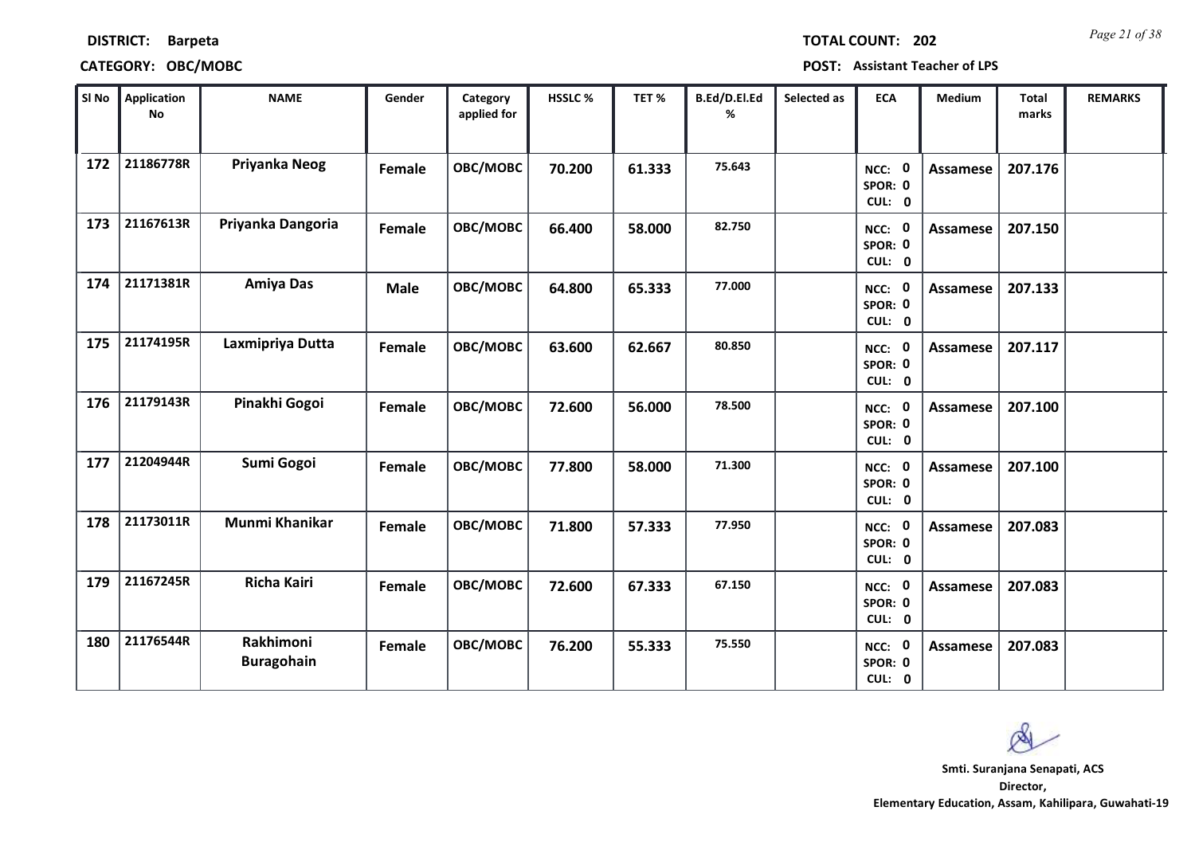**DISTRICT:** Barpeta **TOTAL COUNT:** 202

**CATEGORY:** OBC/MOBC **POST:** Assistant Teacher of LPS

| Sl No | Application No | NAME | Gender | Category applied for | HSSLC % | TET % | B.Ed/D.El.Ed % | Selected as | ECA | Medium | Total marks | REMARKS |
|---|---|---|---|---|---|---|---|---|---|---|---|---|
| 172 | 21186778R | Priyanka Neog | Female | OBC/MOBC | 70.200 | 61.333 | 75.643 | | NCC: 0 SPOR: 0 CUL: 0 | Assamese | 207.176 | |
| 173 | 21167613R | Priyanka Dangoria | Female | OBC/MOBC | 66.400 | 58.000 | 82.750 | | NCC: 0 SPOR: 0 CUL: 0 | Assamese | 207.150 | |
| 174 | 21171381R | Amiya Das | Male | OBC/MOBC | 64.800 | 65.333 | 77.000 | | NCC: 0 SPOR: 0 CUL: 0 | Assamese | 207.133 | |
| 175 | 21174195R | Laxmipriya Dutta | Female | OBC/MOBC | 63.600 | 62.667 | 80.850 | | NCC: 0 SPOR: 0 CUL: 0 | Assamese | 207.117 | |
| 176 | 21179143R | Pinakhi Gogoi | Female | OBC/MOBC | 72.600 | 56.000 | 78.500 | | NCC: 0 SPOR: 0 CUL: 0 | Assamese | 207.100 | |
| 177 | 21204944R | Sumi Gogoi | Female | OBC/MOBC | 77.800 | 58.000 | 71.300 | | NCC: 0 SPOR: 0 CUL: 0 | Assamese | 207.100 | |
| 178 | 21173011R | Munmi Khanikar | Female | OBC/MOBC | 71.800 | 57.333 | 77.950 | | NCC: 0 SPOR: 0 CUL: 0 | Assamese | 207.083 | |
| 179 | 21167245R | Richa Kairi | Female | OBC/MOBC | 72.600 | 67.333 | 67.150 | | NCC: 0 SPOR: 0 CUL: 0 | Assamese | 207.083 | |
| 180 | 21176544R | Rakhimoni Buragohain | Female | OBC/MOBC | 76.200 | 55.333 | 75.550 | | NCC: 0 SPOR: 0 CUL: 0 | Assamese | 207.083 | |

**Smti. Suranjana Senapati, ACS**
**Director,**
**Elementary Education, Assam, Kahilipara, Guwahati-19**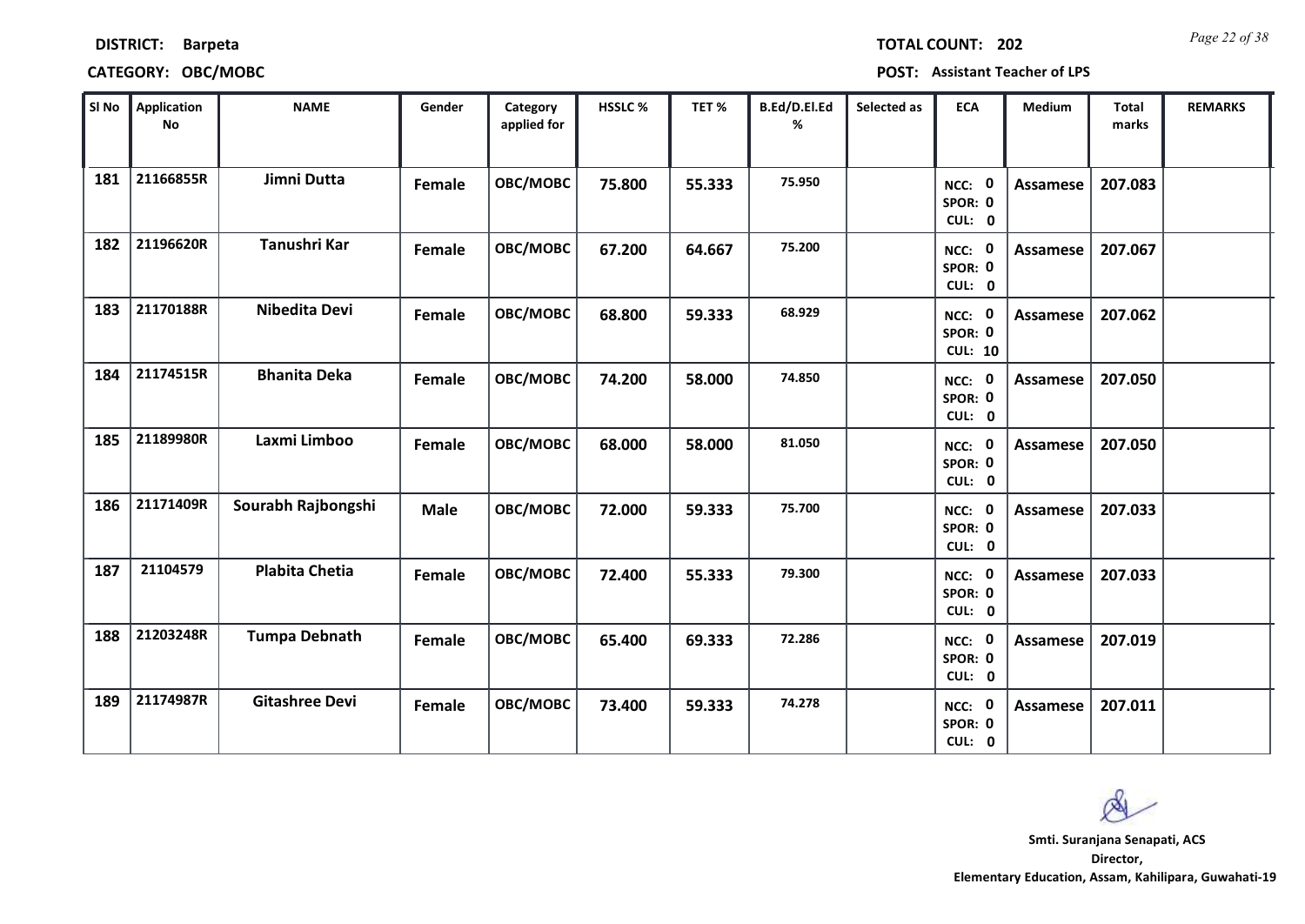**DISTRICT: Barpeta** **TOTAL COUNT: 202**

**CATEGORY: OBC/MOBC** **POST: Assistant Teacher of LPS**

| Sl No | Application No | NAME | Gender | Category applied for | HSSLC % | TET % | B.Ed/D.El.Ed % | Selected as | ECA | Medium | Total marks | REMARKS |
|---|---|---|---|---|---|---|---|---|---|---|---|---|
| 181 | 21166855R | Jimni Dutta | Female | OBC/MOBC | 75.800 | 55.333 | 75.950 | | NCC: 0 SPOR: 0 CUL: 0 | Assamese | 207.083 | |
| 182 | 21196620R | Tanushri Kar | Female | OBC/MOBC | 67.200 | 64.667 | 75.200 | | NCC: 0 SPOR: 0 CUL: 0 | Assamese | 207.067 | |
| 183 | 21170188R | Nibedita Devi | Female | OBC/MOBC | 68.800 | 59.333 | 68.929 | | NCC: 0 SPOR: 0 CUL: 10 | Assamese | 207.062 | |
| 184 | 21174515R | Bhanita Deka | Female | OBC/MOBC | 74.200 | 58.000 | 74.850 | | NCC: 0 SPOR: 0 CUL: 0 | Assamese | 207.050 | |
| 185 | 21189980R | Laxmi Limboo | Female | OBC/MOBC | 68.000 | 58.000 | 81.050 | | NCC: 0 SPOR: 0 CUL: 0 | Assamese | 207.050 | |
| 186 | 21171409R | Sourabh Rajbongshi | Male | OBC/MOBC | 72.000 | 59.333 | 75.700 | | NCC: 0 SPOR: 0 CUL: 0 | Assamese | 207.033 | |
| 187 | 21104579 | Plabita Chetia | Female | OBC/MOBC | 72.400 | 55.333 | 79.300 | | NCC: 0 SPOR: 0 CUL: 0 | Assamese | 207.033 | |
| 188 | 21203248R | Tumpa Debnath | Female | OBC/MOBC | 65.400 | 69.333 | 72.286 | | NCC: 0 SPOR: 0 CUL: 0 | Assamese | 207.019 | |
| 189 | 21174987R | Gitashree Devi | Female | OBC/MOBC | 73.400 | 59.333 | 74.278 | | NCC: 0 SPOR: 0 CUL: 0 | Assamese | 207.011 | |

**Smti. Suranjana Senapati, ACS**
**Director,**
**Elementary Education, Assam, Kahilipara, Guwahati-19**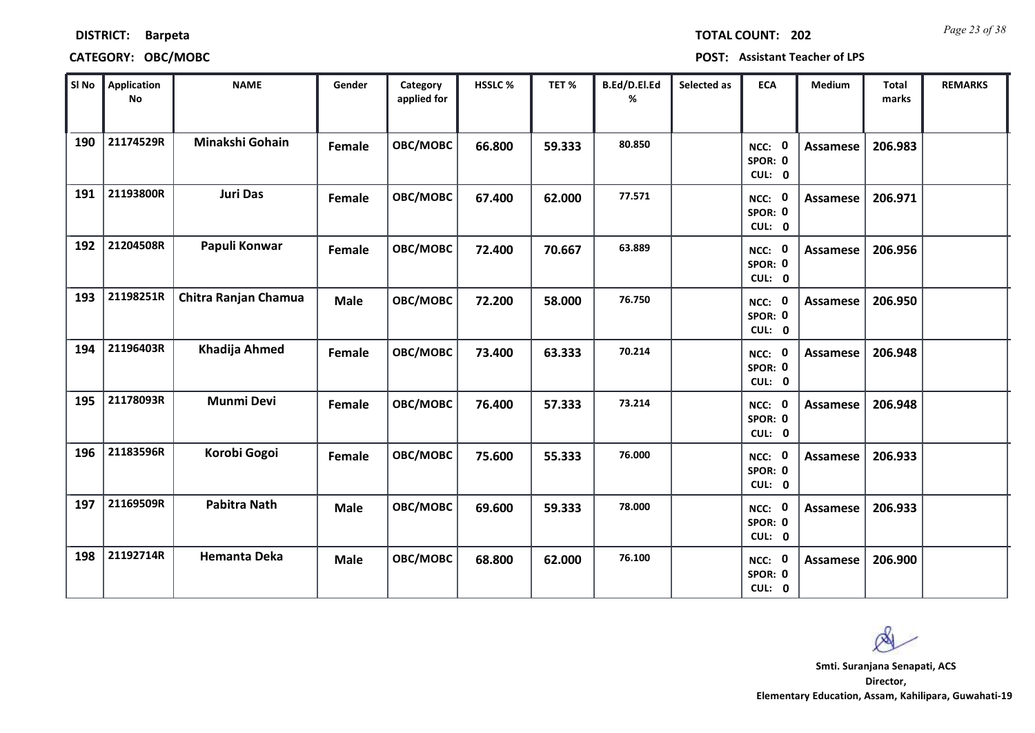**DISTRICT:** Barpeta **TOTAL COUNT:** 202

**CATEGORY:** OBC/MOBC **POST:** Assistant Teacher of LPS

| Sl No | Application No | NAME | Gender | Category applied for | HSSLC % | TET % | B.Ed/D.El.Ed % | Selected as | ECA | Medium | Total marks | REMARKS |
|---|---|---|---|---|---|---|---|---|---|---|---|---|
| 190 | 21174529R | Minakshi Gohain | Female | OBC/MOBC | 66.800 | 59.333 | 80.850 | | NCC: 0 SPOR: 0 CUL: 0 | Assamese | 206.983 | |
| 191 | 21193800R | Juri Das | Female | OBC/MOBC | 67.400 | 62.000 | 77.571 | | NCC: 0 SPOR: 0 CUL: 0 | Assamese | 206.971 | |
| 192 | 21204508R | Papuli Konwar | Female | OBC/MOBC | 72.400 | 70.667 | 63.889 | | NCC: 0 SPOR: 0 CUL: 0 | Assamese | 206.956 | |
| 193 | 21198251R | Chitra Ranjan Chamua | Male | OBC/MOBC | 72.200 | 58.000 | 76.750 | | NCC: 0 SPOR: 0 CUL: 0 | Assamese | 206.950 | |
| 194 | 21196403R | Khadija Ahmed | Female | OBC/MOBC | 73.400 | 63.333 | 70.214 | | NCC: 0 SPOR: 0 CUL: 0 | Assamese | 206.948 | |
| 195 | 21178093R | Munmi Devi | Female | OBC/MOBC | 76.400 | 57.333 | 73.214 | | NCC: 0 SPOR: 0 CUL: 0 | Assamese | 206.948 | |
| 196 | 21183596R | Korobi Gogoi | Female | OBC/MOBC | 75.600 | 55.333 | 76.000 | | NCC: 0 SPOR: 0 CUL: 0 | Assamese | 206.933 | |
| 197 | 21169509R | Pabitra Nath | Male | OBC/MOBC | 69.600 | 59.333 | 78.000 | | NCC: 0 SPOR: 0 CUL: 0 | Assamese | 206.933 | |
| 198 | 21192714R | Hemanta Deka | Male | OBC/MOBC | 68.800 | 62.000 | 76.100 | | NCC: 0 SPOR: 0 CUL: 0 | Assamese | 206.900 | |

**Smti. Suranjana Senapati, ACS**
**Director,**
**Elementary Education, Assam, Kahilipara, Guwahati-19**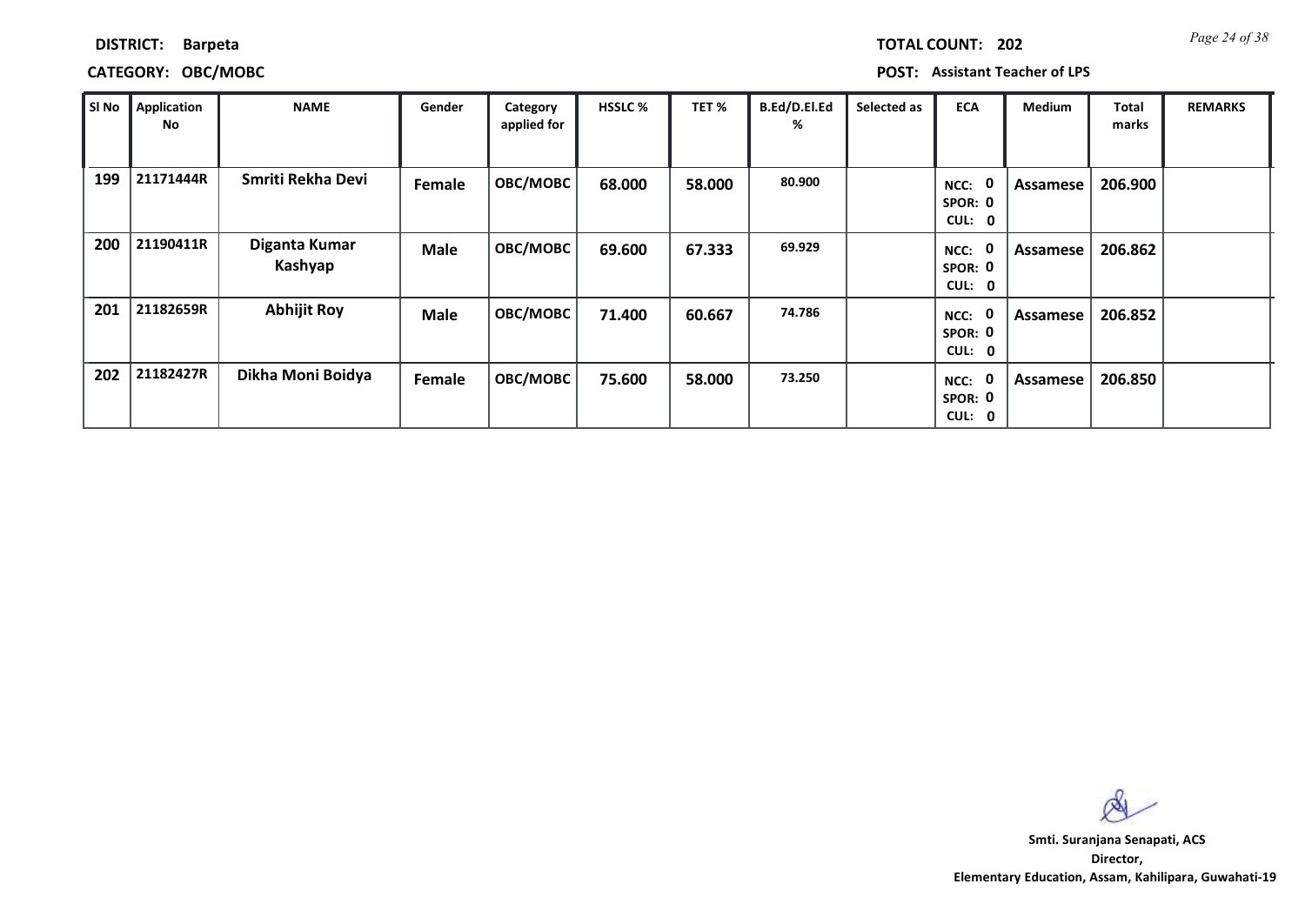**DISTRICT:** Barpeta

**TOTAL COUNT:** 202

**CATEGORY:** OBC/MOBC

**POST:** Assistant Teacher of LPS

| Sl No | Application No | NAME | Gender | Category applied for | HSSLC % | TET % | B.Ed/D.El.Ed % | Selected as | ECA | Medium | Total marks | REMARKS |
|---|---|---|---|---|---|---|---|---|---|---|---|---|
| 199 | 21171444R | Smriti Rekha Devi | Female | OBC/MOBC | 68.000 | 58.000 | 80.900 | | NCC: 0 SPOR: 0 CUL: 0 | Assamese | 206.900 | |
| 200 | 21190411R | Diganta Kumar Kashyap | Male | OBC/MOBC | 69.600 | 67.333 | 69.929 | | NCC: 0 SPOR: 0 CUL: 0 | Assamese | 206.862 | |
| 201 | 21182659R | Abhijit Roy | Male | OBC/MOBC | 71.400 | 60.667 | 74.786 | | NCC: 0 SPOR: 0 CUL: 0 | Assamese | 206.852 | |
| 202 | 21182427R | Dikha Moni Boidya | Female | OBC/MOBC | 75.600 | 58.000 | 73.250 | | NCC: 0 SPOR: 0 CUL: 0 | Assamese | 206.850 | |

**Smti. Suranjana Senapati, ACS**
**Director,**
**Elementary Education, Assam, Kahilipara, Guwahati-19**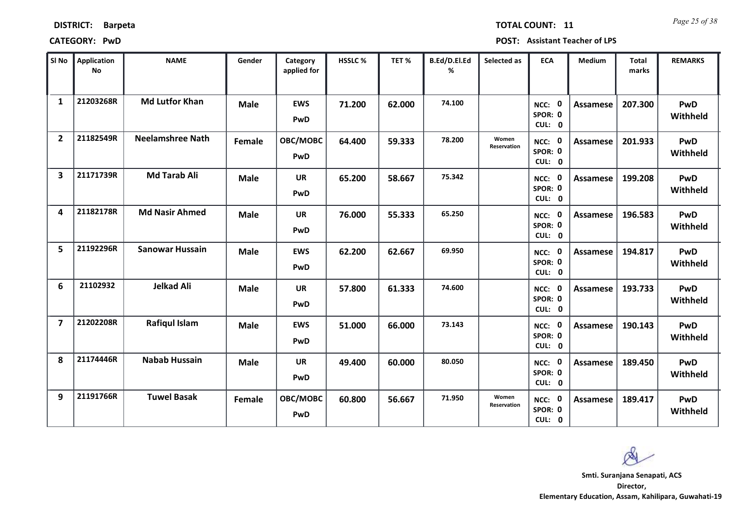**DISTRICT:** Barpeta **TOTAL COUNT:** 11

**CATEGORY:** PwD **POST:** Assistant Teacher of LPS

| Sl No | Application No | NAME | Gender | Category applied for | HSSLC % | TET % | B.Ed/D.El.Ed % | Selected as | ECA | Medium | Total marks | REMARKS |
|---|---|---|---|---|---|---|---|---|---|---|---|---|
| 1 | 21203268R | Md Lutfor Khan | Male | EWS PwD | 71.200 | 62.000 | 74.100 | | NCC: 0 SPOR: 0 CUL: 0 | Assamese | 207.300 | PwD Withheld |
| 2 | 21182549R | Neelamshree Nath | Female | OBC/MOBC PwD | 64.400 | 59.333 | 78.200 | Women Reservation | NCC: 0 SPOR: 0 CUL: 0 | Assamese | 201.933 | PwD Withheld |
| 3 | 21171739R | Md Tarab Ali | Male | UR PwD | 65.200 | 58.667 | 75.342 | | NCC: 0 SPOR: 0 CUL: 0 | Assamese | 199.208 | PwD Withheld |
| 4 | 21182178R | Md Nasir Ahmed | Male | UR PwD | 76.000 | 55.333 | 65.250 | | NCC: 0 SPOR: 0 CUL: 0 | Assamese | 196.583 | PwD Withheld |
| 5 | 21192296R | Sanowar Hussain | Male | EWS PwD | 62.200 | 62.667 | 69.950 | | NCC: 0 SPOR: 0 CUL: 0 | Assamese | 194.817 | PwD Withheld |
| 6 | 21102932 | Jelkad Ali | Male | UR PwD | 57.800 | 61.333 | 74.600 | | NCC: 0 SPOR: 0 CUL: 0 | Assamese | 193.733 | PwD Withheld |
| 7 | 21202208R | Rafiqul Islam | Male | EWS PwD | 51.000 | 66.000 | 73.143 | | NCC: 0 SPOR: 0 CUL: 0 | Assamese | 190.143 | PwD Withheld |
| 8 | 21174446R | Nabab Hussain | Male | UR PwD | 49.400 | 60.000 | 80.050 | | NCC: 0 SPOR: 0 CUL: 0 | Assamese | 189.450 | PwD Withheld |
| 9 | 21191766R | Tuwel Basak | Female | OBC/MOBC PwD | 60.800 | 56.667 | 71.950 | Women Reservation | NCC: 0 SPOR: 0 CUL: 0 | Assamese | 189.417 | PwD Withheld |

**Smti. Suranjana Senapati, ACS**
**Director,**
**Elementary Education, Assam, Kahilipara, Guwahati-19**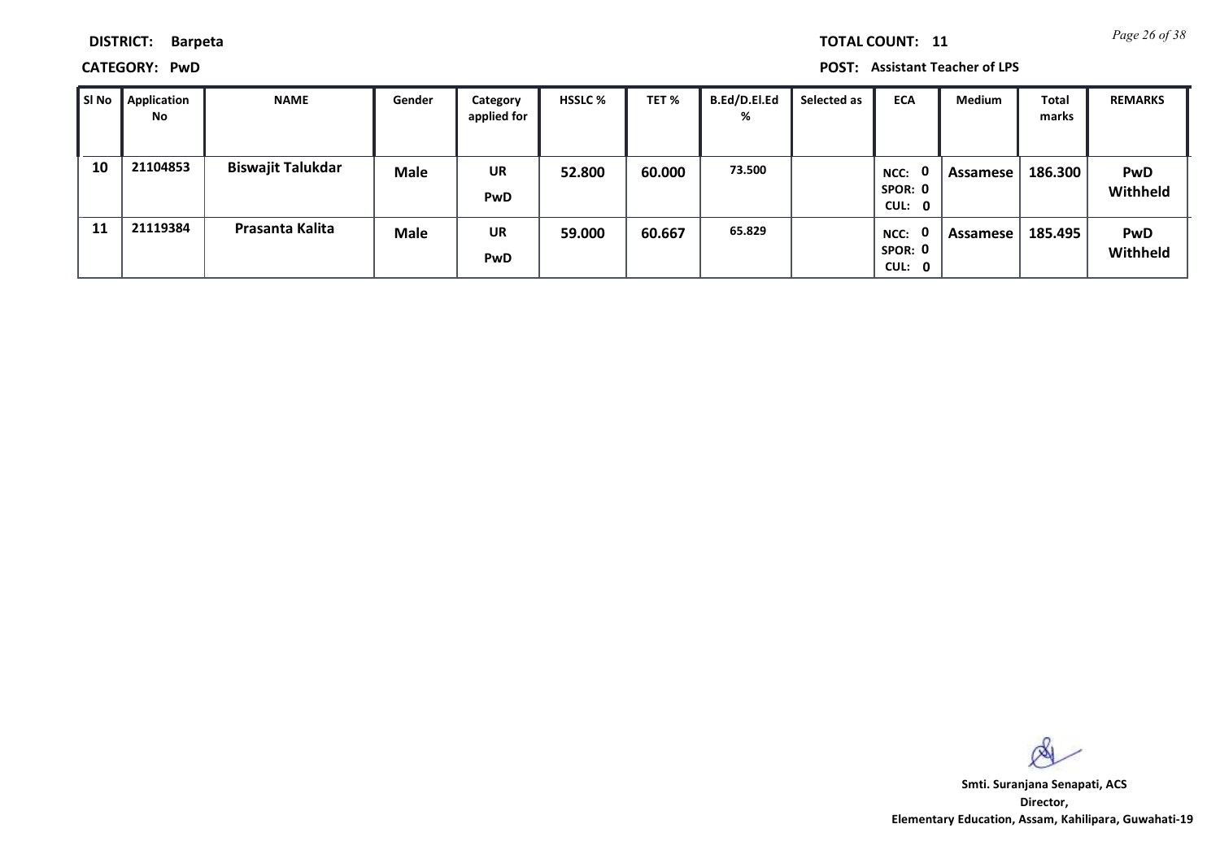**DISTRICT:** Barpeta **TOTAL COUNT:** 11

**CATEGORY:** PwD **POST:** Assistant Teacher of LPS

| Sl No | Application No | NAME | Gender | Category applied for | HSSLC % | TET % | B.Ed/D.El.Ed % | Selected as | ECA | Medium | Total marks | REMARKS |
|---|---|---|---|---|---|---|---|---|---|---|---|---|
| 10 | 21104853 | Biswajit Talukdar | Male | UR PwD | 52.800 | 60.000 | 73.500 | | NCC: 0 SPOR: 0 CUL: 0 | Assamese | 186.300 | PwD Withheld |
| 11 | 21119384 | Prasanta Kalita | Male | UR PwD | 59.000 | 60.667 | 65.829 | | NCC: 0 SPOR: 0 CUL: 0 | Assamese | 185.495 | PwD Withheld |

**Smti. Suranjana Senapati, ACS**
**Director,**
**Elementary Education, Assam, Kahilipara, Guwahati-19**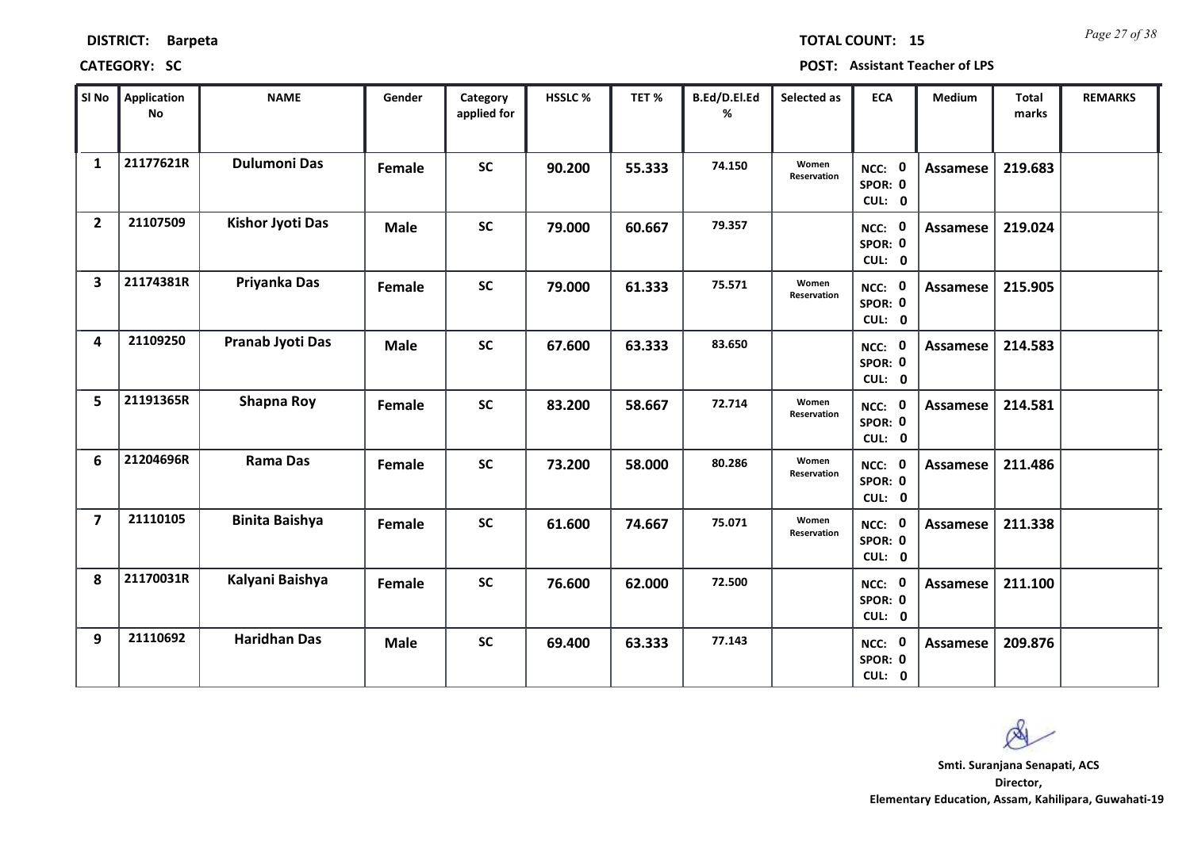**DISTRICT:** Barpeta **TOTAL COUNT:** 15

**CATEGORY:** SC **POST:** Assistant Teacher of LPS

| Sl No | Application No | NAME | Gender | Category applied for | HSSLC % | TET % | B.Ed/D.El.Ed % | Selected as | ECA | Medium | Total marks | REMARKS |
|---|---|---|---|---|---|---|---|---|---|---|---|---|
| 1 | 21177621R | Dulumoni Das | Female | SC | 90.200 | 55.333 | 74.150 | Women Reservation | NCC: 0 SPOR: 0 CUL: 0 | Assamese | 219.683 | |
| 2 | 21107509 | Kishor Jyoti Das | Male | SC | 79.000 | 60.667 | 79.357 | | NCC: 0 SPOR: 0 CUL: 0 | Assamese | 219.024 | |
| 3 | 21174381R | Priyanka Das | Female | SC | 79.000 | 61.333 | 75.571 | Women Reservation | NCC: 0 SPOR: 0 CUL: 0 | Assamese | 215.905 | |
| 4 | 21109250 | Pranab Jyoti Das | Male | SC | 67.600 | 63.333 | 83.650 | | NCC: 0 SPOR: 0 CUL: 0 | Assamese | 214.583 | |
| 5 | 21191365R | Shapna Roy | Female | SC | 83.200 | 58.667 | 72.714 | Women Reservation | NCC: 0 SPOR: 0 CUL: 0 | Assamese | 214.581 | |
| 6 | 21204696R | Rama Das | Female | SC | 73.200 | 58.000 | 80.286 | Women Reservation | NCC: 0 SPOR: 0 CUL: 0 | Assamese | 211.486 | |
| 7 | 21110105 | Binita Baishya | Female | SC | 61.600 | 74.667 | 75.071 | Women Reservation | NCC: 0 SPOR: 0 CUL: 0 | Assamese | 211.338 | |
| 8 | 21170031R | Kalyani Baishya | Female | SC | 76.600 | 62.000 | 72.500 | | NCC: 0 SPOR: 0 CUL: 0 | Assamese | 211.100 | |
| 9 | 21110692 | Haridhan Das | Male | SC | 69.400 | 63.333 | 77.143 | | NCC: 0 SPOR: 0 CUL: 0 | Assamese | 209.876 | |

**Smti. Suranjana Senapati, ACS**
**Director,**
**Elementary Education, Assam, Kahilipara, Guwahati-19**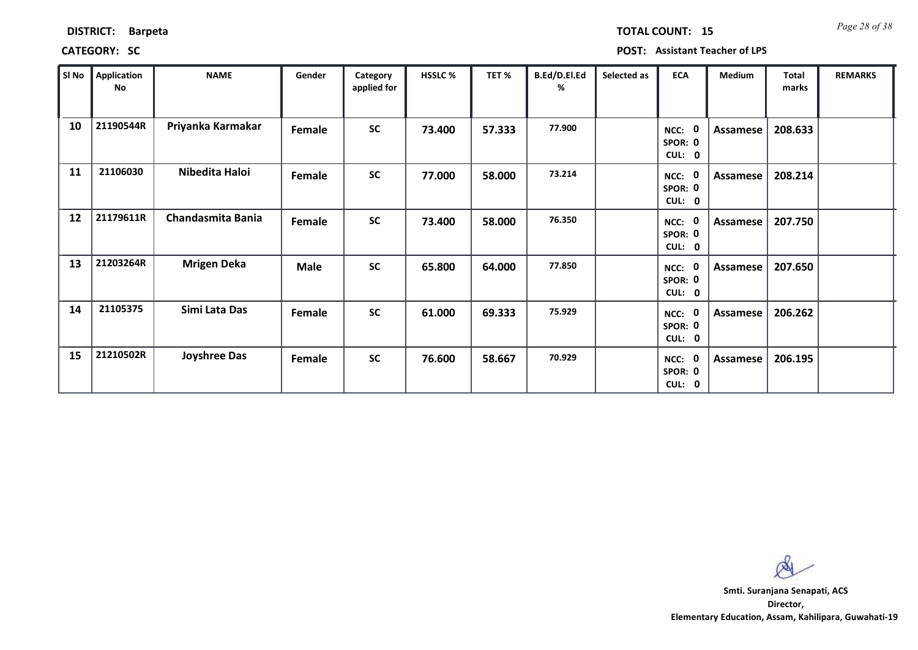**DISTRICT:** Barpeta

**TOTAL COUNT:** 15

**CATEGORY:** SC

**POST:** Assistant Teacher of LPS

| Sl No | Application No | NAME | Gender | Category applied for | HSSLC % | TET % | B.Ed/D.El.Ed % | Selected as | ECA | Medium | Total marks | REMARKS |
|---|---|---|---|---|---|---|---|---|---|---|---|---|
| 10 | 21190544R | Priyanka Karmakar | Female | SC | 73.400 | 57.333 | 77.900 | | NCC: 0 SPOR: 0 CUL: 0 | Assamese | 208.633 | |
| 11 | 21106030 | Nibedita Haloi | Female | SC | 77.000 | 58.000 | 73.214 | | NCC: 0 SPOR: 0 CUL: 0 | Assamese | 208.214 | |
| 12 | 21179611R | Chandasmita Bania | Female | SC | 73.400 | 58.000 | 76.350 | | NCC: 0 SPOR: 0 CUL: 0 | Assamese | 207.750 | |
| 13 | 21203264R | Mrigen Deka | Male | SC | 65.800 | 64.000 | 77.850 | | NCC: 0 SPOR: 0 CUL: 0 | Assamese | 207.650 | |
| 14 | 21105375 | Simi Lata Das | Female | SC | 61.000 | 69.333 | 75.929 | | NCC: 0 SPOR: 0 CUL: 0 | Assamese | 206.262 | |
| 15 | 21210502R | Joyshree Das | Female | SC | 76.600 | 58.667 | 70.929 | | NCC: 0 SPOR: 0 CUL: 0 | Assamese | 206.195 | |

**Smti. Suranjana Senapati, ACS**
**Director,**
**Elementary Education, Assam, Kahilipara, Guwahati-19**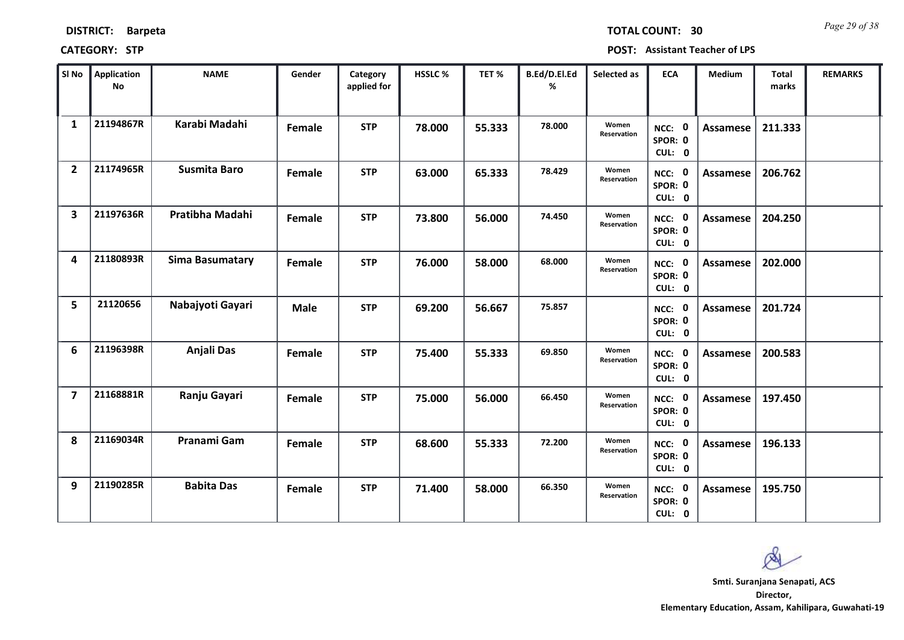**DISTRICT:** Barpeta

**TOTAL COUNT:** 30

**CATEGORY:** STP

**POST:** Assistant Teacher of LPS

| Sl No | Application No | NAME | Gender | Category applied for | HSSLC % | TET % | B.Ed/D.El.Ed % | Selected as | ECA | Medium | Total marks | REMARKS |
|---|---|---|---|---|---|---|---|---|---|---|---|---|
| 1 | 21194867R | Karabi Madahi | Female | STP | 78.000 | 55.333 | 78.000 | Women Reservation | NCC: 0 SPOR: 0 CUL: 0 | Assamese | 211.333 | |
| 2 | 21174965R | Susmita Baro | Female | STP | 63.000 | 65.333 | 78.429 | Women Reservation | NCC: 0 SPOR: 0 CUL: 0 | Assamese | 206.762 | |
| 3 | 21197636R | Pratibha Madahi | Female | STP | 73.800 | 56.000 | 74.450 | Women Reservation | NCC: 0 SPOR: 0 CUL: 0 | Assamese | 204.250 | |
| 4 | 21180893R | Sima Basumatary | Female | STP | 76.000 | 58.000 | 68.000 | Women Reservation | NCC: 0 SPOR: 0 CUL: 0 | Assamese | 202.000 | |
| 5 | 21120656 | Nabajyoti Gayari | Male | STP | 69.200 | 56.667 | 75.857 | | NCC: 0 SPOR: 0 CUL: 0 | Assamese | 201.724 | |
| 6 | 21196398R | Anjali Das | Female | STP | 75.400 | 55.333 | 69.850 | Women Reservation | NCC: 0 SPOR: 0 CUL: 0 | Assamese | 200.583 | |
| 7 | 21168881R | Ranju Gayari | Female | STP | 75.000 | 56.000 | 66.450 | Women Reservation | NCC: 0 SPOR: 0 CUL: 0 | Assamese | 197.450 | |
| 8 | 21169034R | Pranami Gam | Female | STP | 68.600 | 55.333 | 72.200 | Women Reservation | NCC: 0 SPOR: 0 CUL: 0 | Assamese | 196.133 | |
| 9 | 21190285R | Babita Das | Female | STP | 71.400 | 58.000 | 66.350 | Women Reservation | NCC: 0 SPOR: 0 CUL: 0 | Assamese | 195.750 | |

**Smti. Suranjana Senapati, ACS**
**Director,**
**Elementary Education, Assam, Kahilipara, Guwahati-19**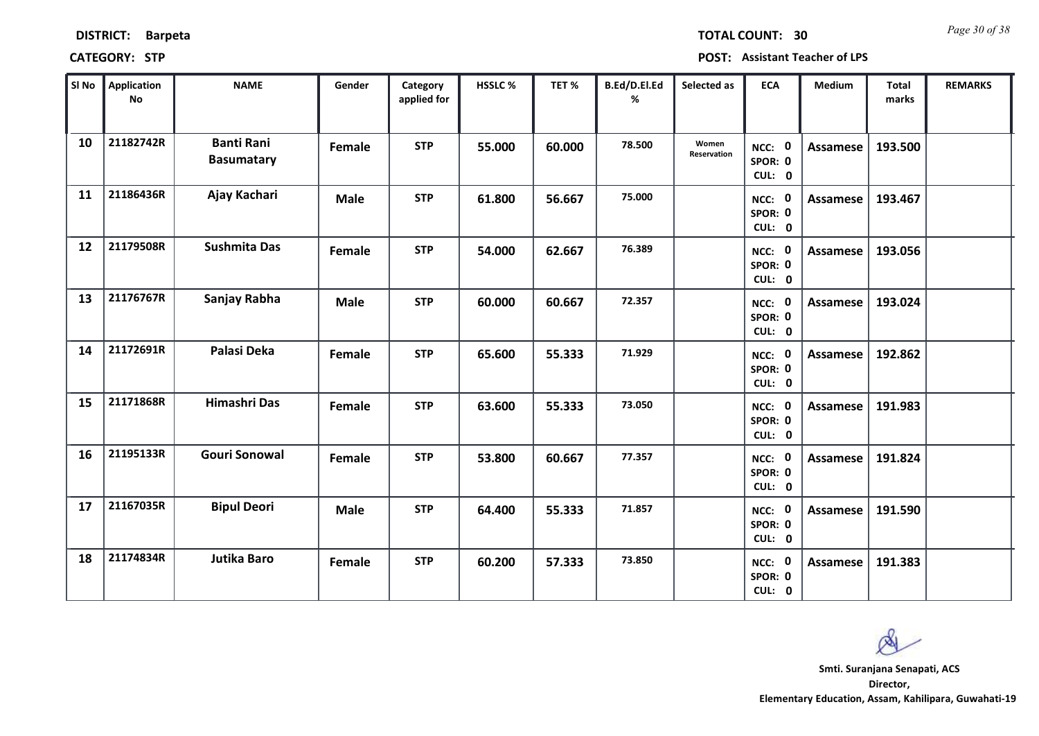**DISTRICT:** Barpeta **TOTAL COUNT:** 30

**CATEGORY:** STP **POST:** Assistant Teacher of LPS

| Sl No | Application No | NAME | Gender | Category applied for | HSSLC % | TET % | B.Ed/D.El.Ed % | Selected as | ECA | Medium | Total marks | REMARKS |
|---|---|---|---|---|---|---|---|---|---|---|---|---|
| 10 | 21182742R | Banti Rani Basumatary | Female | STP | 55.000 | 60.000 | 78.500 | Women Reservation | NCC: 0 SPOR: 0 CUL: 0 | Assamese | 193.500 | |
| 11 | 21186436R | Ajay Kachari | Male | STP | 61.800 | 56.667 | 75.000 | | NCC: 0 SPOR: 0 CUL: 0 | Assamese | 193.467 | |
| 12 | 21179508R | Sushmita Das | Female | STP | 54.000 | 62.667 | 76.389 | | NCC: 0 SPOR: 0 CUL: 0 | Assamese | 193.056 | |
| 13 | 21176767R | Sanjay Rabha | Male | STP | 60.000 | 60.667 | 72.357 | | NCC: 0 SPOR: 0 CUL: 0 | Assamese | 193.024 | |
| 14 | 21172691R | Palasi Deka | Female | STP | 65.600 | 55.333 | 71.929 | | NCC: 0 SPOR: 0 CUL: 0 | Assamese | 192.862 | |
| 15 | 21171868R | Himashri Das | Female | STP | 63.600 | 55.333 | 73.050 | | NCC: 0 SPOR: 0 CUL: 0 | Assamese | 191.983 | |
| 16 | 21195133R | Gouri Sonowal | Female | STP | 53.800 | 60.667 | 77.357 | | NCC: 0 SPOR: 0 CUL: 0 | Assamese | 191.824 | |
| 17 | 21167035R | Bipul Deori | Male | STP | 64.400 | 55.333 | 71.857 | | NCC: 0 SPOR: 0 CUL: 0 | Assamese | 191.590 | |
| 18 | 21174834R | Jutika Baro | Female | STP | 60.200 | 57.333 | 73.850 | | NCC: 0 SPOR: 0 CUL: 0 | Assamese | 191.383 | |

**Smti. Suranjana Senapati, ACS**
**Director,**
**Elementary Education, Assam, Kahilipara, Guwahati-19**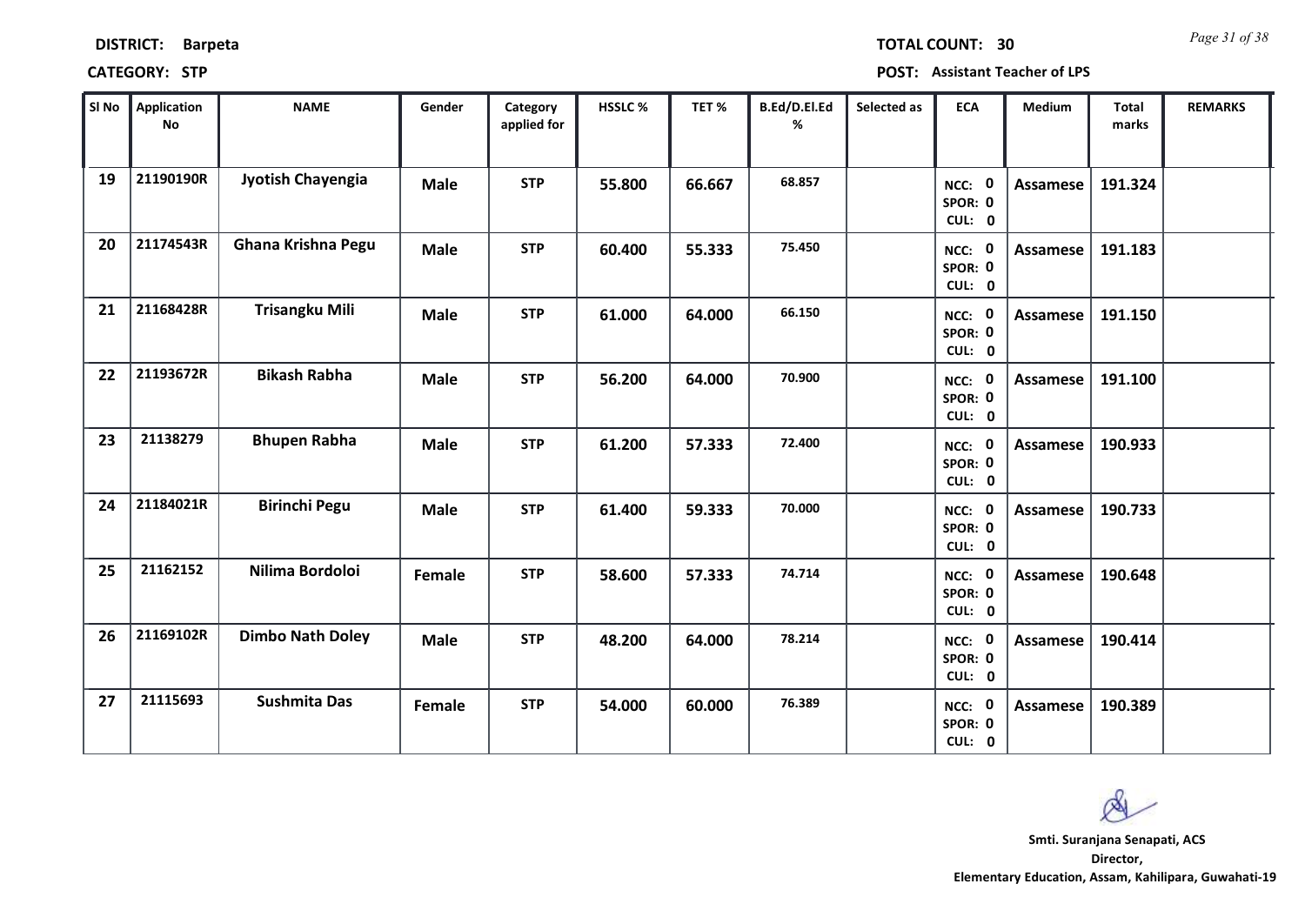**DISTRICT:** Barpeta **TOTAL COUNT:** 30

**CATEGORY:** STP **POST:** Assistant Teacher of LPS

| Sl No | Application No | NAME | Gender | Category applied for | HSSLC % | TET % | B.Ed/D.El.Ed % | Selected as | ECA | Medium | Total marks | REMARKS |
|---|---|---|---|---|---|---|---|---|---|---|---|---|
| 19 | 21190190R | Jyotish Chayengia | Male | STP | 55.800 | 66.667 | 68.857 | | NCC: 0 SPOR: 0 CUL: 0 | Assamese | 191.324 | |
| 20 | 21174543R | Ghana Krishna Pegu | Male | STP | 60.400 | 55.333 | 75.450 | | NCC: 0 SPOR: 0 CUL: 0 | Assamese | 191.183 | |
| 21 | 21168428R | Trisangku Mili | Male | STP | 61.000 | 64.000 | 66.150 | | NCC: 0 SPOR: 0 CUL: 0 | Assamese | 191.150 | |
| 22 | 21193672R | Bikash Rabha | Male | STP | 56.200 | 64.000 | 70.900 | | NCC: 0 SPOR: 0 CUL: 0 | Assamese | 191.100 | |
| 23 | 21138279 | Bhupen Rabha | Male | STP | 61.200 | 57.333 | 72.400 | | NCC: 0 SPOR: 0 CUL: 0 | Assamese | 190.933 | |
| 24 | 21184021R | Birinchi Pegu | Male | STP | 61.400 | 59.333 | 70.000 | | NCC: 0 SPOR: 0 CUL: 0 | Assamese | 190.733 | |
| 25 | 21162152 | Nilima Bordoloi | Female | STP | 58.600 | 57.333 | 74.714 | | NCC: 0 SPOR: 0 CUL: 0 | Assamese | 190.648 | |
| 26 | 21169102R | Dimbo Nath Doley | Male | STP | 48.200 | 64.000 | 78.214 | | NCC: 0 SPOR: 0 CUL: 0 | Assamese | 190.414 | |
| 27 | 21115693 | Sushmita Das | Female | STP | 54.000 | 60.000 | 76.389 | | NCC: 0 SPOR: 0 CUL: 0 | Assamese | 190.389 | |

**Smti. Suranjana Senapati, ACS**
**Director,**
**Elementary Education, Assam, Kahilipara, Guwahati-19**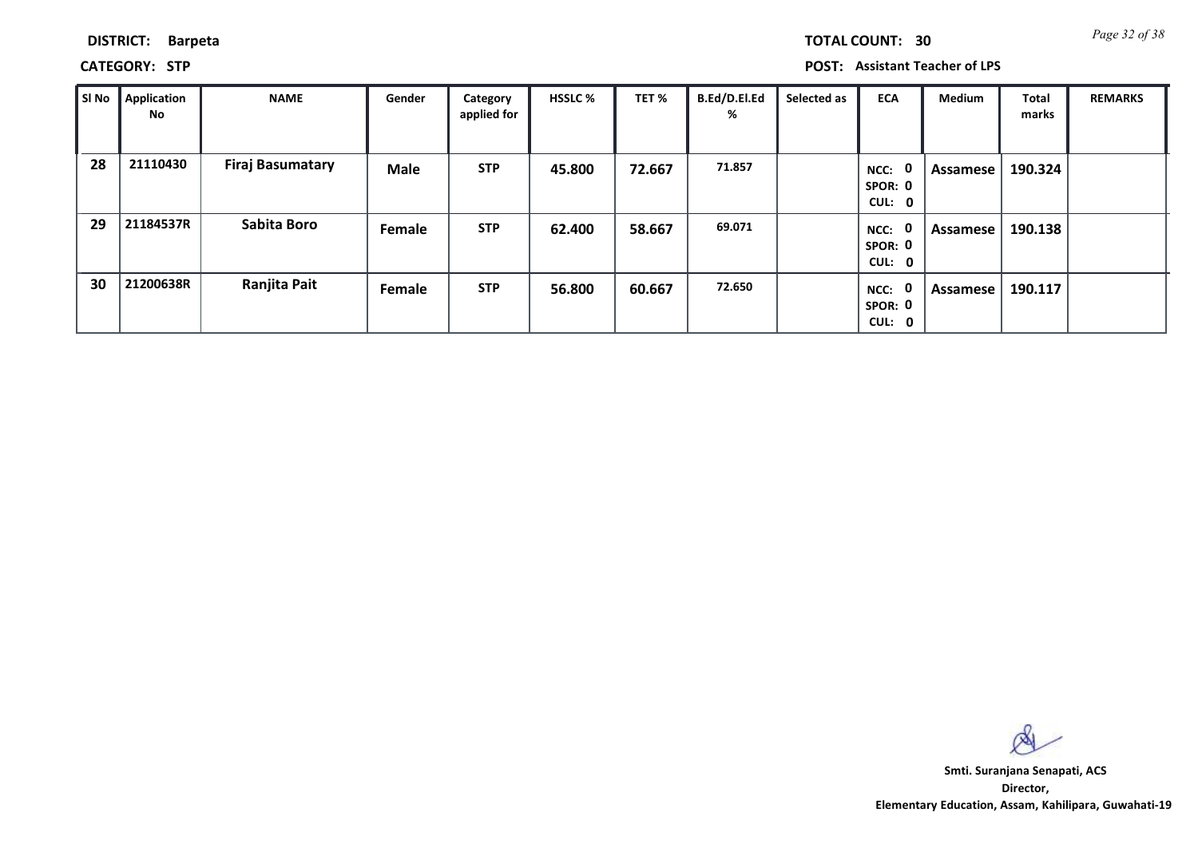**DISTRICT:** Barpeta **TOTAL COUNT:** 30

**CATEGORY:** STP **POST:** Assistant Teacher of LPS

| Sl No | Application No | NAME | Gender | Category applied for | HSSLC % | TET % | B.Ed/D.El.Ed % | Selected as | ECA | Medium | Total marks | REMARKS |
|---|---|---|---|---|---|---|---|---|---|---|---|---|
| 28 | 21110430 | Firaj Basumatary | Male | STP | 45.800 | 72.667 | 71.857 | | NCC: 0 SPOR: 0 CUL: 0 | Assamese | 190.324 | |
| 29 | 21184537R | Sabita Boro | Female | STP | 62.400 | 58.667 | 69.071 | | NCC: 0 SPOR: 0 CUL: 0 | Assamese | 190.138 | |
| 30 | 21200638R | Ranjita Pait | Female | STP | 56.800 | 60.667 | 72.650 | | NCC: 0 SPOR: 0 CUL: 0 | Assamese | 190.117 | |

**Smti. Suranjana Senapati, ACS**
**Director,**
**Elementary Education, Assam, Kahilipara, Guwahati-19**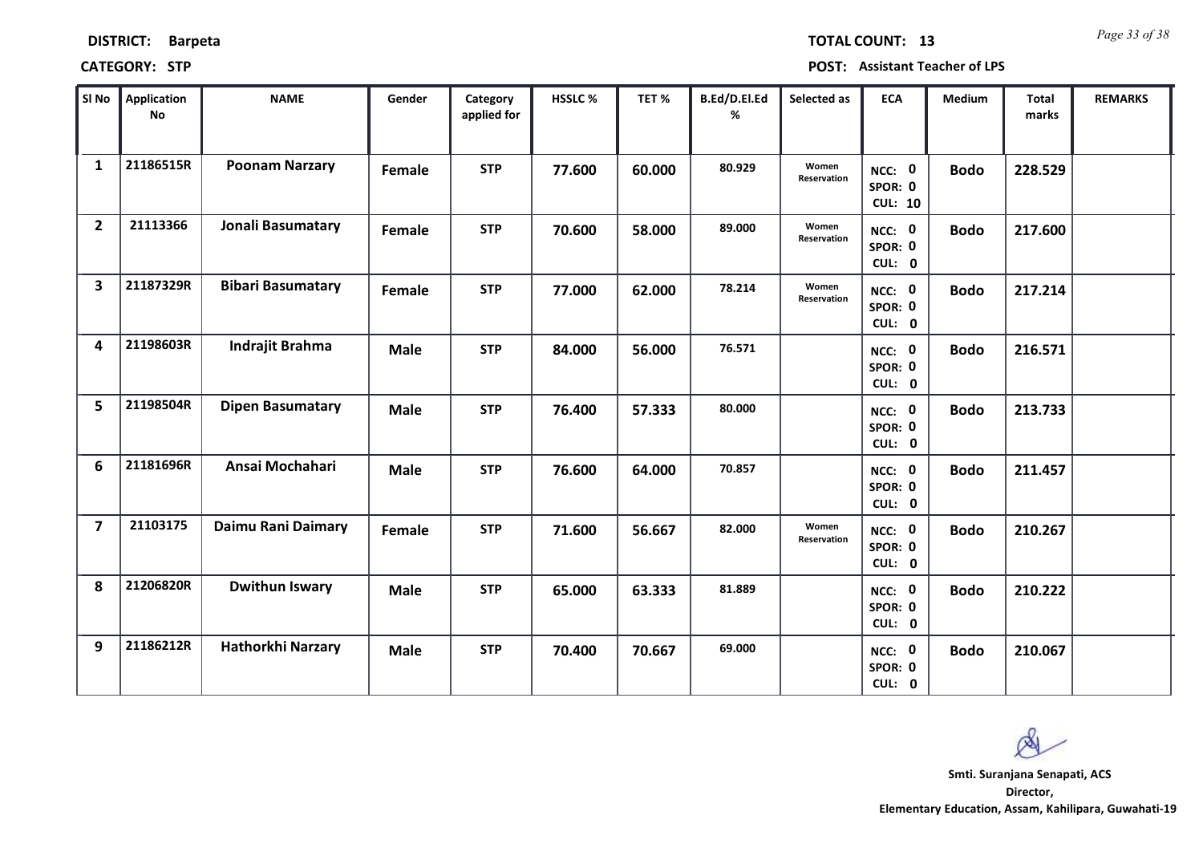**DISTRICT:** Barpeta **TOTAL COUNT:** 13

**CATEGORY:** STP **POST:** Assistant Teacher of LPS

| Sl No | Application No | NAME | Gender | Category applied for | HSSLC % | TET % | B.Ed/D.El.Ed % | Selected as | ECA | Medium | Total marks | REMARKS |
|---|---|---|---|---|---|---|---|---|---|---|---|---|
| 1 | 21186515R | Poonam Narzary | Female | STP | 77.600 | 60.000 | 80.929 | Women Reservation | NCC: 0 SPOR: 0 CUL: 10 | Bodo | 228.529 | |
| 2 | 21113366 | Jonali Basumatary | Female | STP | 70.600 | 58.000 | 89.000 | Women Reservation | NCC: 0 SPOR: 0 CUL: 0 | Bodo | 217.600 | |
| 3 | 21187329R | Bibari Basumatary | Female | STP | 77.000 | 62.000 | 78.214 | Women Reservation | NCC: 0 SPOR: 0 CUL: 0 | Bodo | 217.214 | |
| 4 | 21198603R | Indrajit Brahma | Male | STP | 84.000 | 56.000 | 76.571 | | NCC: 0 SPOR: 0 CUL: 0 | Bodo | 216.571 | |
| 5 | 21198504R | Dipen Basumatary | Male | STP | 76.400 | 57.333 | 80.000 | | NCC: 0 SPOR: 0 CUL: 0 | Bodo | 213.733 | |
| 6 | 21181696R | Ansai Mochahari | Male | STP | 76.600 | 64.000 | 70.857 | | NCC: 0 SPOR: 0 CUL: 0 | Bodo | 211.457 | |
| 7 | 21103175 | Daimu Rani Daimary | Female | STP | 71.600 | 56.667 | 82.000 | Women Reservation | NCC: 0 SPOR: 0 CUL: 0 | Bodo | 210.267 | |
| 8 | 21206820R | Dwithun Iswary | Male | STP | 65.000 | 63.333 | 81.889 | | NCC: 0 SPOR: 0 CUL: 0 | Bodo | 210.222 | |
| 9 | 21186212R | Hathorkhi Narzary | Male | STP | 70.400 | 70.667 | 69.000 | | NCC: 0 SPOR: 0 CUL: 0 | Bodo | 210.067 | |

**Smti. Suranjana Senapati, ACS**
**Director,**
**Elementary Education, Assam, Kahilipara, Guwahati-19**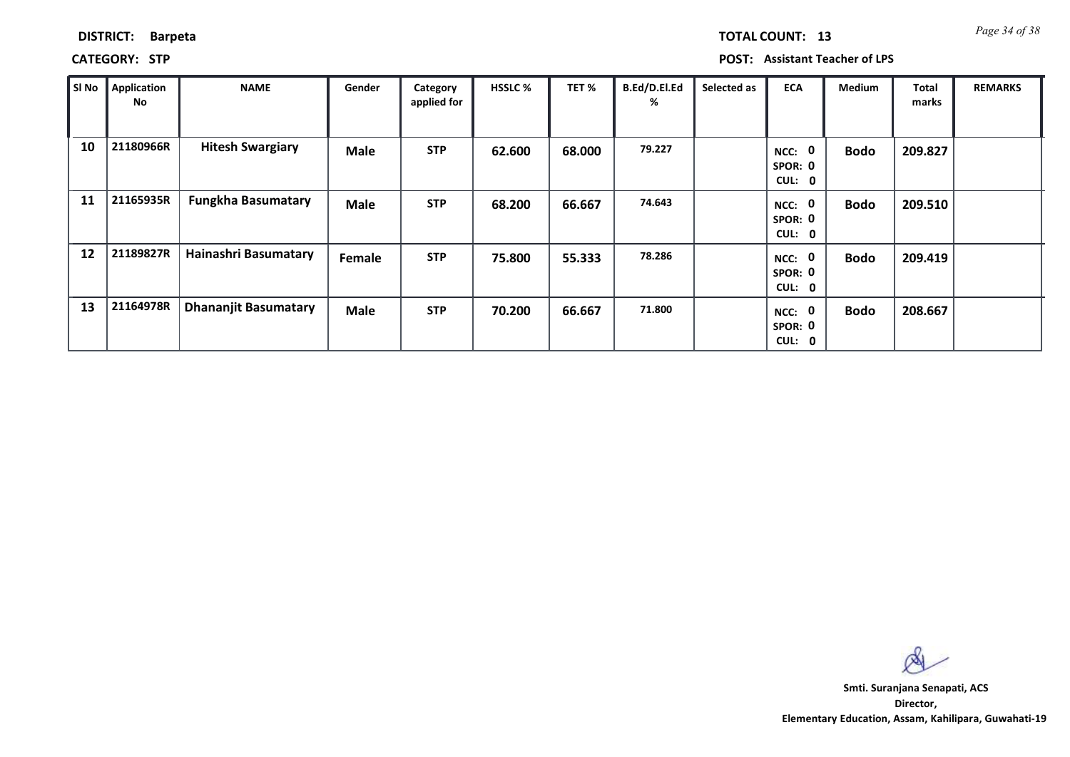**DISTRICT:** Barpeta **TOTAL COUNT:** 13

**CATEGORY:** STP **POST:** Assistant Teacher of LPS

| Sl No | Application No | NAME | Gender | Category applied for | HSSLC % | TET % | B.Ed/D.El.Ed % | Selected as | ECA | Medium | Total marks | REMARKS |
|---|---|---|---|---|---|---|---|---|---|---|---|---|
| 10 | 21180966R | Hitesh Swargiary | Male | STP | 62.600 | 68.000 | 79.227 | | NCC: 0 SPOR: 0 CUL: 0 | Bodo | 209.827 | |
| 11 | 21165935R | Fungkha Basumatary | Male | STP | 68.200 | 66.667 | 74.643 | | NCC: 0 SPOR: 0 CUL: 0 | Bodo | 209.510 | |
| 12 | 21189827R | Hainashri Basumatary | Female | STP | 75.800 | 55.333 | 78.286 | | NCC: 0 SPOR: 0 CUL: 0 | Bodo | 209.419 | |
| 13 | 21164978R | Dhananjit Basumatary | Male | STP | 70.200 | 66.667 | 71.800 | | NCC: 0 SPOR: 0 CUL: 0 | Bodo | 208.667 | |

**Smti. Suranjana Senapati, ACS**
**Director,**
**Elementary Education, Assam, Kahilipara, Guwahati-19**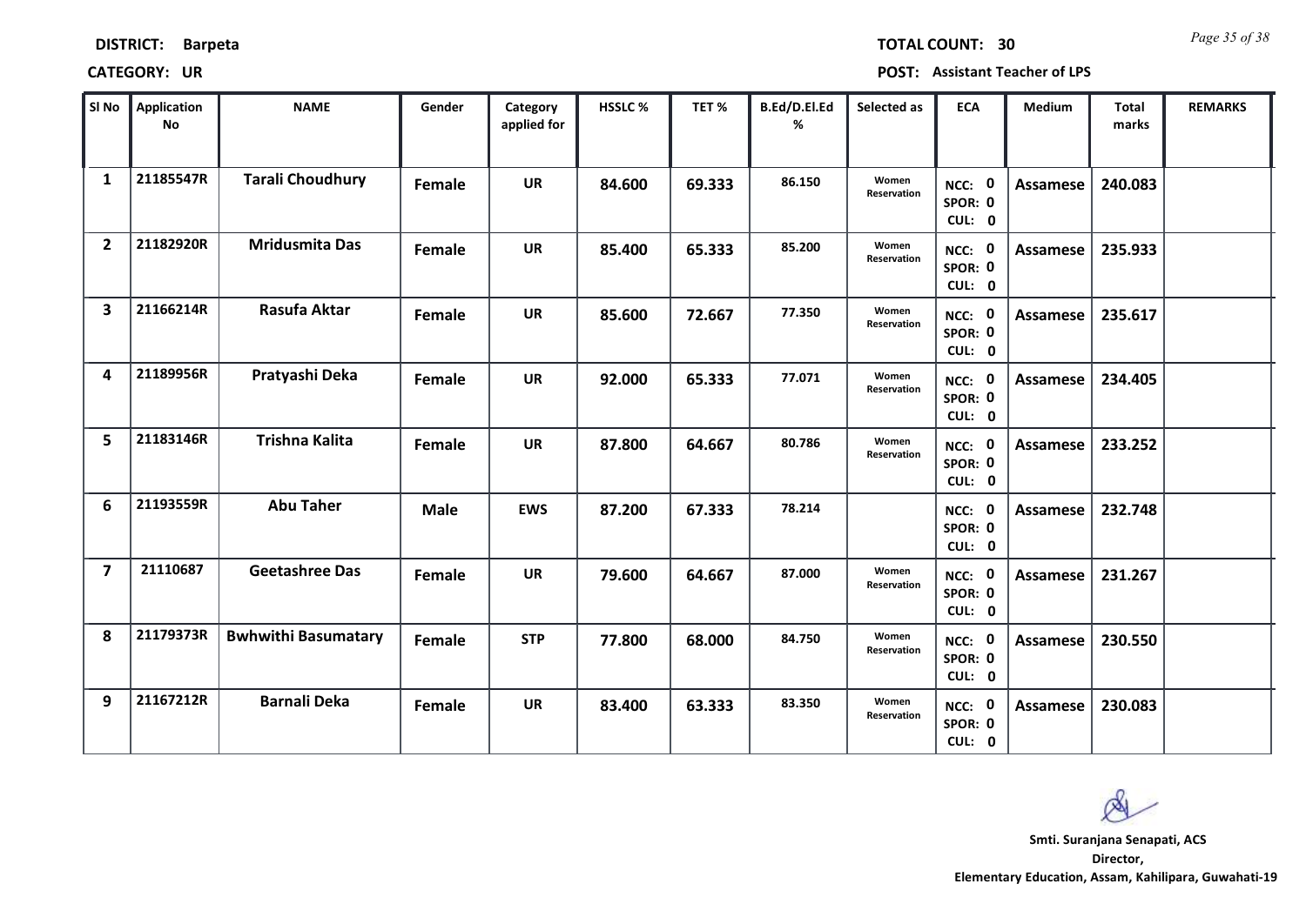**DISTRICT:** Barpeta

**TOTAL COUNT:** 30

**CATEGORY:** UR

**POST:** Assistant Teacher of LPS

| Sl No | Application No | NAME | Gender | Category applied for | HSSLC % | TET % | B.Ed/D.El.Ed % | Selected as | ECA | Medium | Total marks | REMARKS |
|---|---|---|---|---|---|---|---|---|---|---|---|---|
| 1 | 21185547R | Tarali Choudhury | Female | UR | 84.600 | 69.333 | 86.150 | Women Reservation | NCC: 0 SPOR: 0 CUL: 0 | Assamese | 240.083 | |
| 2 | 21182920R | Mridusmita Das | Female | UR | 85.400 | 65.333 | 85.200 | Women Reservation | NCC: 0 SPOR: 0 CUL: 0 | Assamese | 235.933 | |
| 3 | 21166214R | Rasufa Aktar | Female | UR | 85.600 | 72.667 | 77.350 | Women Reservation | NCC: 0 SPOR: 0 CUL: 0 | Assamese | 235.617 | |
| 4 | 21189956R | Pratyashi Deka | Female | UR | 92.000 | 65.333 | 77.071 | Women Reservation | NCC: 0 SPOR: 0 CUL: 0 | Assamese | 234.405 | |
| 5 | 21183146R | Trishna Kalita | Female | UR | 87.800 | 64.667 | 80.786 | Women Reservation | NCC: 0 SPOR: 0 CUL: 0 | Assamese | 233.252 | |
| 6 | 21193559R | Abu Taher | Male | EWS | 87.200 | 67.333 | 78.214 | | NCC: 0 SPOR: 0 CUL: 0 | Assamese | 232.748 | |
| 7 | 21110687 | Geetashree Das | Female | UR | 79.600 | 64.667 | 87.000 | Women Reservation | NCC: 0 SPOR: 0 CUL: 0 | Assamese | 231.267 | |
| 8 | 21179373R | Bwhwithi Basumatary | Female | STP | 77.800 | 68.000 | 84.750 | Women Reservation | NCC: 0 SPOR: 0 CUL: 0 | Assamese | 230.550 | |
| 9 | 21167212R | Barnali Deka | Female | UR | 83.400 | 63.333 | 83.350 | Women Reservation | NCC: 0 SPOR: 0 CUL: 0 | Assamese | 230.083 | |

**Smti. Suranjana Senapati, ACS**
**Director,**
**Elementary Education, Assam, Kahilipara, Guwahati-19**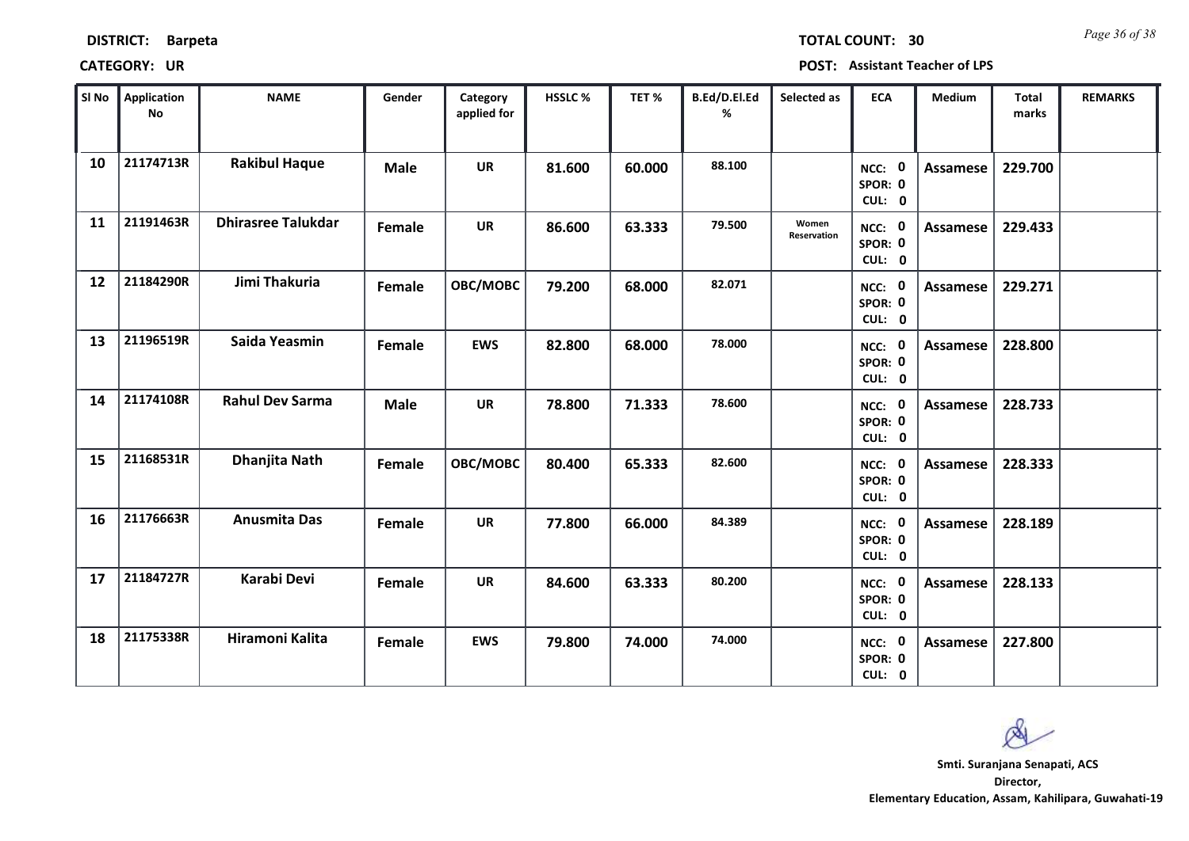**DISTRICT:** Barpeta **TOTAL COUNT:** 30

**CATEGORY:** UR **POST:** Assistant Teacher of LPS

| Sl No | Application No | NAME | Gender | Category applied for | HSSLC % | TET % | B.Ed/D.El.Ed % | Selected as | ECA | Medium | Total marks | REMARKS |
|---|---|---|---|---|---|---|---|---|---|---|---|---|
| 10 | 21174713R | Rakibul Haque | Male | UR | 81.600 | 60.000 | 88.100 | | NCC: 0 SPOR: 0 CUL: 0 | Assamese | 229.700 | |
| 11 | 21191463R | Dhirasree Talukdar | Female | UR | 86.600 | 63.333 | 79.500 | Women Reservation | NCC: 0 SPOR: 0 CUL: 0 | Assamese | 229.433 | |
| 12 | 21184290R | Jimi Thakuria | Female | OBC/MOBC | 79.200 | 68.000 | 82.071 | | NCC: 0 SPOR: 0 CUL: 0 | Assamese | 229.271 | |
| 13 | 21196519R | Saida Yeasmin | Female | EWS | 82.800 | 68.000 | 78.000 | | NCC: 0 SPOR: 0 CUL: 0 | Assamese | 228.800 | |
| 14 | 21174108R | Rahul Dev Sarma | Male | UR | 78.800 | 71.333 | 78.600 | | NCC: 0 SPOR: 0 CUL: 0 | Assamese | 228.733 | |
| 15 | 21168531R | Dhanjita Nath | Female | OBC/MOBC | 80.400 | 65.333 | 82.600 | | NCC: 0 SPOR: 0 CUL: 0 | Assamese | 228.333 | |
| 16 | 21176663R | Anusmita Das | Female | UR | 77.800 | 66.000 | 84.389 | | NCC: 0 SPOR: 0 CUL: 0 | Assamese | 228.189 | |
| 17 | 21184727R | Karabi Devi | Female | UR | 84.600 | 63.333 | 80.200 | | NCC: 0 SPOR: 0 CUL: 0 | Assamese | 228.133 | |
| 18 | 21175338R | Hiramoni Kalita | Female | EWS | 79.800 | 74.000 | 74.000 | | NCC: 0 SPOR: 0 CUL: 0 | Assamese | 227.800 | |

Smti. Suranjana Senapati, ACS
Director,
Elementary Education, Assam, Kahilipara, Guwahati-19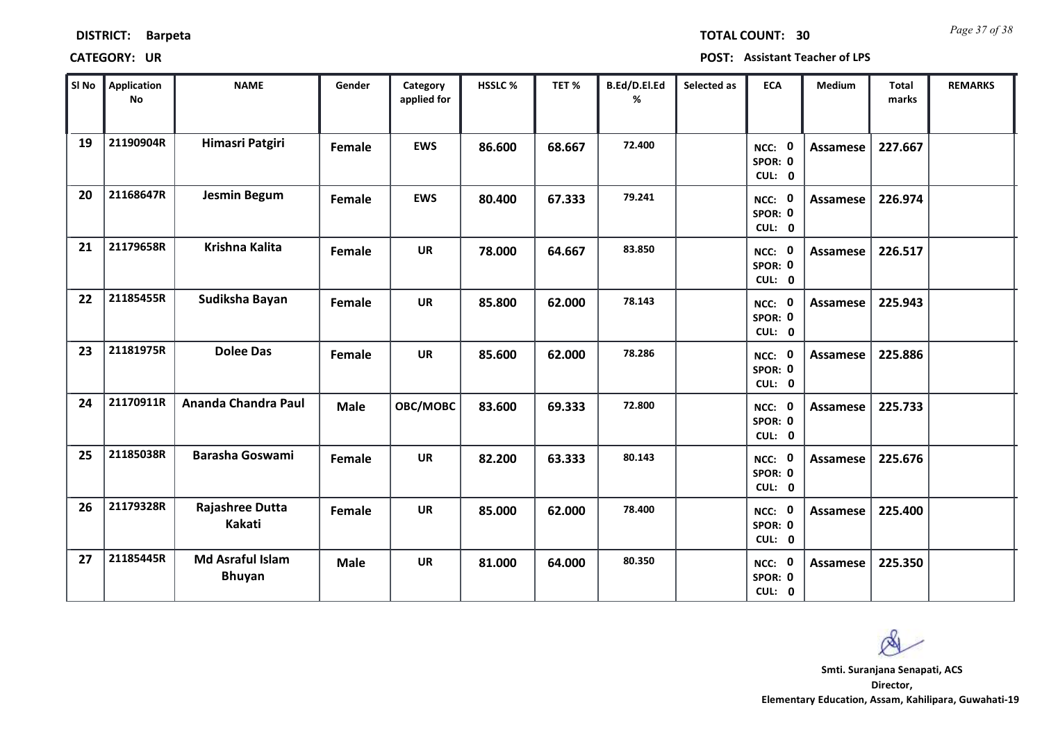**DISTRICT:** Barpeta **TOTAL COUNT:** 30

**CATEGORY:** UR **POST:** Assistant Teacher of LPS

| Sl No | Application No | NAME | Gender | Category applied for | HSSLC % | TET % | B.Ed/D.El.Ed % | Selected as | ECA | Medium | Total marks | REMARKS |
|---|---|---|---|---|---|---|---|---|---|---|---|---|
| 19 | 21190904R | Himasri Patgiri | Female | EWS | 86.600 | 68.667 | 72.400 | | NCC: 0 SPOR: 0 CUL: 0 | Assamese | 227.667 | |
| 20 | 21168647R | Jesmin Begum | Female | EWS | 80.400 | 67.333 | 79.241 | | NCC: 0 SPOR: 0 CUL: 0 | Assamese | 226.974 | |
| 21 | 21179658R | Krishna Kalita | Female | UR | 78.000 | 64.667 | 83.850 | | NCC: 0 SPOR: 0 CUL: 0 | Assamese | 226.517 | |
| 22 | 21185455R | Sudiksha Bayan | Female | UR | 85.800 | 62.000 | 78.143 | | NCC: 0 SPOR: 0 CUL: 0 | Assamese | 225.943 | |
| 23 | 21181975R | Dolee Das | Female | UR | 85.600 | 62.000 | 78.286 | | NCC: 0 SPOR: 0 CUL: 0 | Assamese | 225.886 | |
| 24 | 21170911R | Ananda Chandra Paul | Male | OBC/MOBC | 83.600 | 69.333 | 72.800 | | NCC: 0 SPOR: 0 CUL: 0 | Assamese | 225.733 | |
| 25 | 21185038R | Barasha Goswami | Female | UR | 82.200 | 63.333 | 80.143 | | NCC: 0 SPOR: 0 CUL: 0 | Assamese | 225.676 | |
| 26 | 21179328R | Rajashree Dutta Kakati | Female | UR | 85.000 | 62.000 | 78.400 | | NCC: 0 SPOR: 0 CUL: 0 | Assamese | 225.400 | |
| 27 | 21185445R | Md Asraful Islam Bhuyan | Male | UR | 81.000 | 64.000 | 80.350 | | NCC: 0 SPOR: 0 CUL: 0 | Assamese | 225.350 | |

**Smti. Suranjana Senapati, ACS**
**Director,**
**Elementary Education, Assam, Kahilipara, Guwahati-19**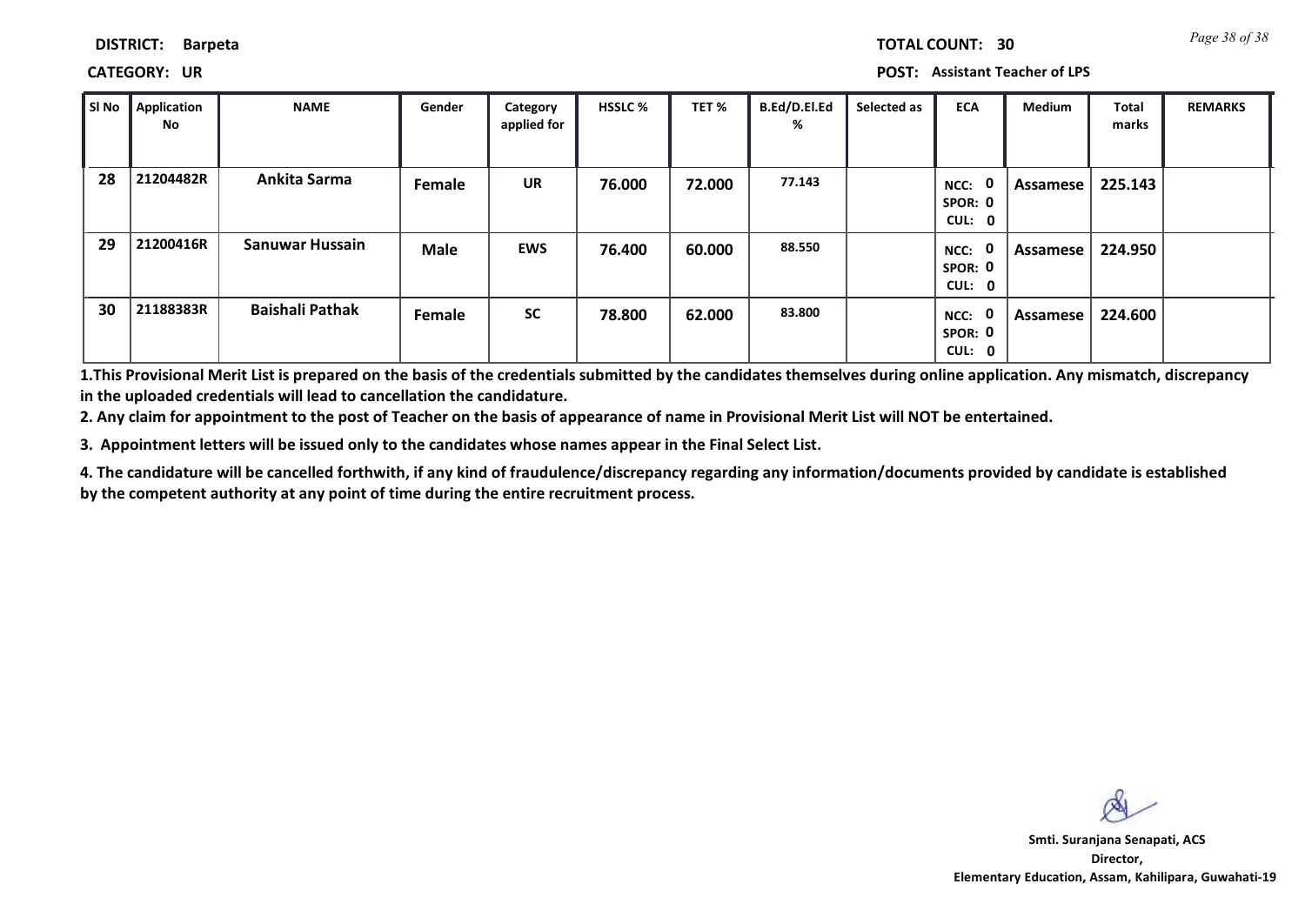**DISTRICT: Barpeta**

**TOTAL COUNT: 30**

**CATEGORY: UR**

**POST: Assistant Teacher of LPS**

| Sl No | Application No | NAME | Gender | Category applied for | HSSLC % | TET % | B.Ed/D.El.Ed % | Selected as | ECA | Medium | Total marks | REMARKS |
|---|---|---|---|---|---|---|---|---|---|---|---|---|
| 28 | 21204482R | Ankita Sarma | Female | UR | 76.000 | 72.000 | 77.143 | | NCC: 0 SPOR: 0 CUL: 0 | Assamese | 225.143 | |
| 29 | 21200416R | Sanuwar Hussain | Male | EWS | 76.400 | 60.000 | 88.550 | | NCC: 0 SPOR: 0 CUL: 0 | Assamese | 224.950 | |
| 30 | 21188383R | Baishali Pathak | Female | SC | 78.800 | 62.000 | 83.800 | | NCC: 0 SPOR: 0 CUL: 0 | Assamese | 224.600 | |

**1.This Provisional Merit List is prepared on the basis of the credentials submitted by the candidates themselves during online application. Any mismatch, discrepancy in the uploaded credentials will lead to cancellation the candidature.**

**2. Any claim for appointment to the post of Teacher on the basis of appearance of name in Provisional Merit List will NOT be entertained.**

**3. Appointment letters will be issued only to the candidates whose names appear in the Final Select List.**

**4. The candidature will be cancelled forthwith, if any kind of fraudulence/discrepancy regarding any information/documents provided by candidate is established by the competent authority at any point of time during the entire recruitment process.**

**Smti. Suranjana Senapati, ACS**
**Director,**
**Elementary Education, Assam, Kahilipara, Guwahati-19**